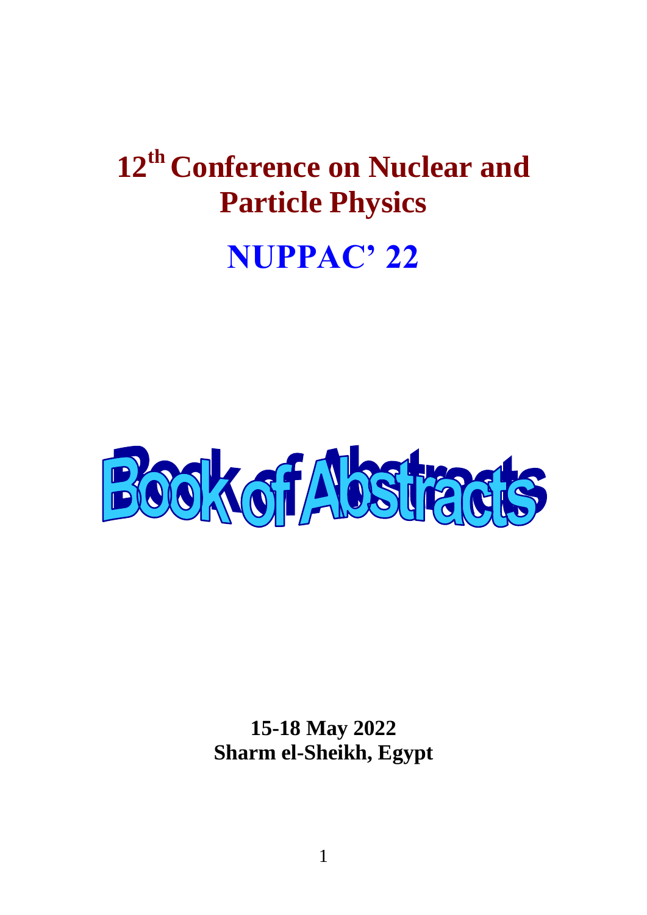# 12th Conference on Nuclear and Particle Physics

# NUPPAC' 22

# Book of Abstracts

**15-18 May 2022**
**Sharm el-Sheikh, Egypt**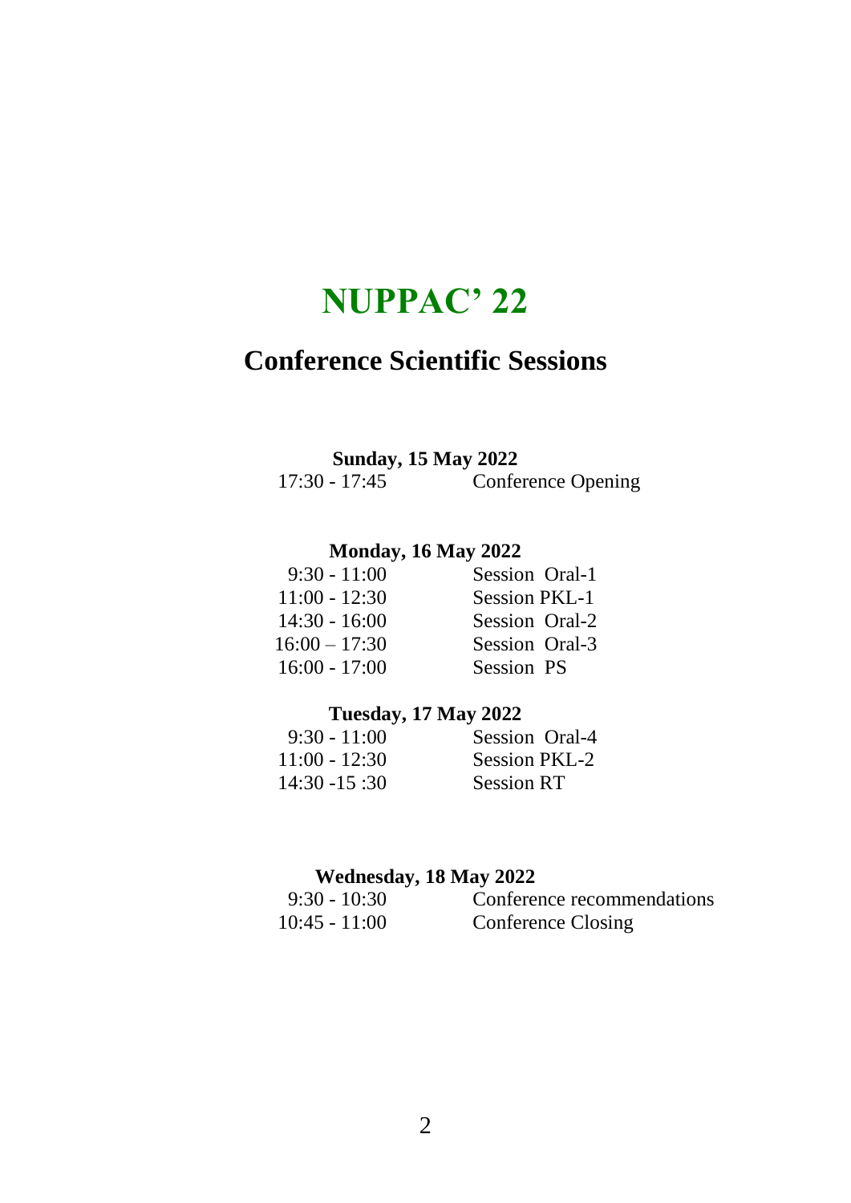# NUPPAC' 22

## Conference Scientific Sessions

**Sunday, 15 May 2022**

| | |
|---|---|
| 17:30 - 17:45 | Conference Opening |

**Monday, 16 May 2022**

| | |
|---|---|
| 9:30 - 11:00 | Session Oral-1 |
| 11:00 - 12:30 | Session PKL-1 |
| 14:30 - 16:00 | Session Oral-2 |
| 16:00 – 17:30 | Session Oral-3 |
| 16:00 - 17:00 | Session PS |

**Tuesday, 17 May 2022**

| | |
|---|---|
| 9:30 - 11:00 | Session Oral-4 |
| 11:00 - 12:30 | Session PKL-2 |
| 14:30 -15 :30 | Session RT |

**Wednesday, 18 May 2022**

| | |
|---|---|
| 9:30 - 10:30 | Conference recommendations |
| 10:45 - 11:00 | Conference Closing |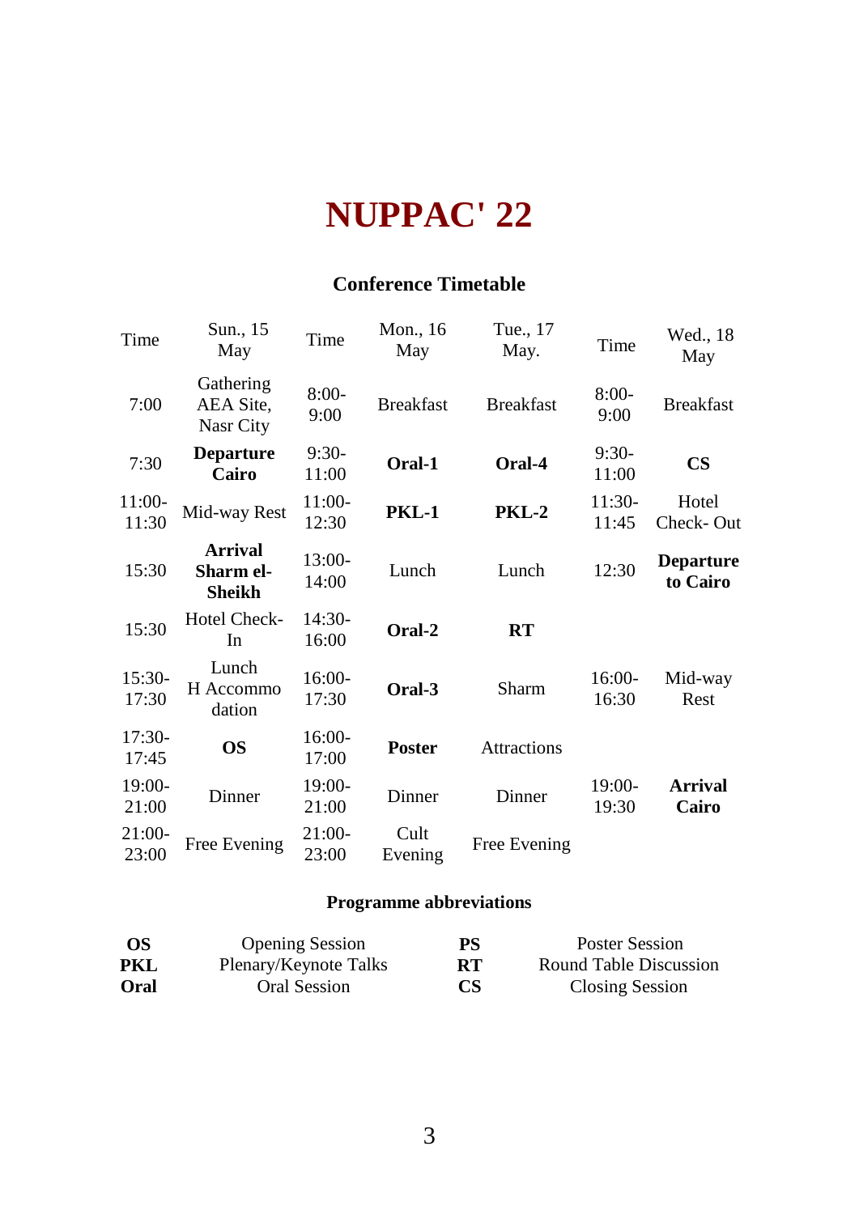# NUPPAC' 22

## Conference Timetable

| Time | Sun., 15 May | Time | Mon., 16 May | Tue., 17 May. | Time | Wed., 18 May |
|---|---|---|---|---|---|---|
| 7:00 | Gathering AEA Site, Nasr City | 8:00-9:00 | Breakfast | Breakfast | 8:00-9:00 | Breakfast |
| 7:30 | **Departure Cairo** | 9:30-11:00 | **Oral-1** | **Oral-4** | 9:30-11:00 | **CS** |
| 11:00-11:30 | Mid-way Rest | 11:00-12:30 | **PKL-1** | **PKL-2** | 11:30-11:45 | Hotel Check- Out |
| 15:30 | **Arrival Sharm el-Sheikh** | 13:00-14:00 | Lunch | Lunch | 12:30 | **Departure to Cairo** |
| 15:30 | Hotel Check-In | 14:30-16:00 | **Oral-2** | **RT** | | |
| 15:30-17:30 | Lunch H Accommo dation | 16:00-17:30 | **Oral-3** | Sharm | 16:00-16:30 | Mid-way Rest |
| 17:30-17:45 | **OS** | 16:00-17:00 | **Poster** | Attractions | | |
| 19:00-21:00 | Dinner | 19:00-21:00 | Dinner | Dinner | 19:00-19:30 | **Arrival Cairo** |
| 21:00-23:00 | Free Evening | 21:00-23:00 | Cult Evening | Free Evening | | |

### Programme abbreviations

| | | | |
|---|---|---|---|
| **OS** | Opening Session | **PS** | Poster Session |
| **PKL** | Plenary/Keynote Talks | **RT** | Round Table Discussion |
| **Oral** | Oral Session | **CS** | Closing Session |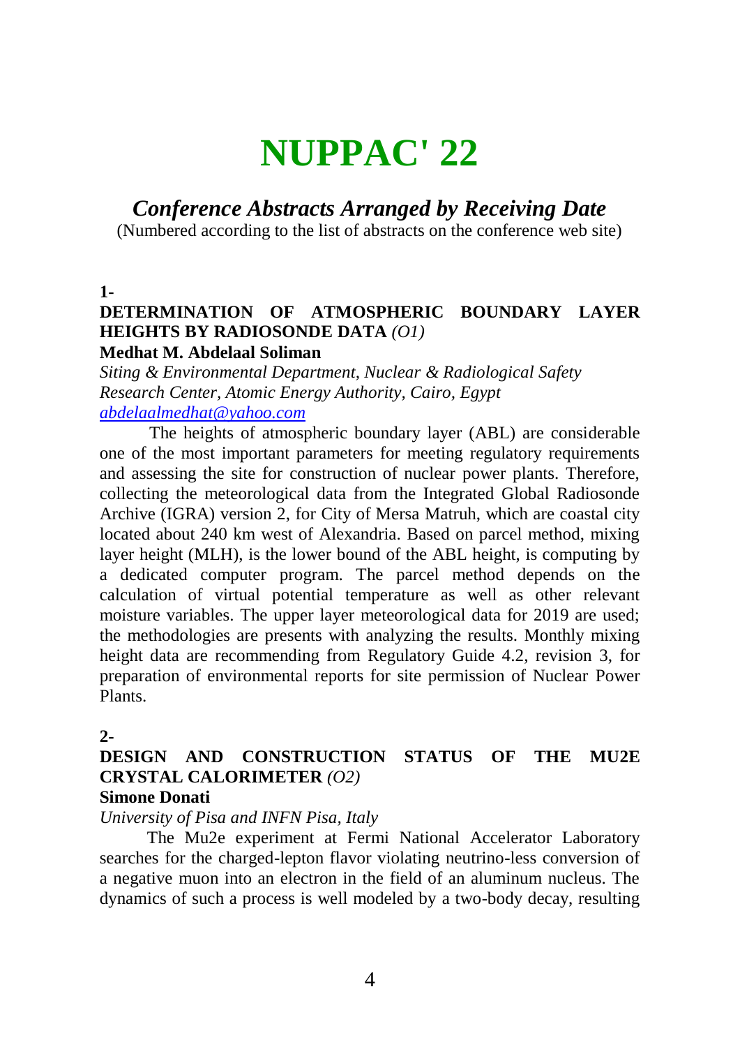# NUPPAC' 22

## *Conference Abstracts Arranged by Receiving Date*

(Numbered according to the list of abstracts on the conference web site)

**1-**

**DETERMINATION OF ATMOSPHERIC BOUNDARY LAYER HEIGHTS BY RADIOSONDE DATA** *(O1)*

**Medhat M. Abdelaal Soliman**

*Siting & Environmental Department, Nuclear & Radiological Safety Research Center, Atomic Energy Authority, Cairo, Egypt*

*abdelaalmedhat@yahoo.com*

The heights of atmospheric boundary layer (ABL) are considerable one of the most important parameters for meeting regulatory requirements and assessing the site for construction of nuclear power plants. Therefore, collecting the meteorological data from the Integrated Global Radiosonde Archive (IGRA) version 2, for City of Mersa Matruh, which are coastal city located about 240 km west of Alexandria. Based on parcel method, mixing layer height (MLH), is the lower bound of the ABL height, is computing by a dedicated computer program. The parcel method depends on the calculation of virtual potential temperature as well as other relevant moisture variables. The upper layer meteorological data for 2019 are used; the methodologies are presents with analyzing the results. Monthly mixing height data are recommending from Regulatory Guide 4.2, revision 3, for preparation of environmental reports for site permission of Nuclear Power Plants.

**2-**

**DESIGN AND CONSTRUCTION STATUS OF THE MU2E CRYSTAL CALORIMETER** *(O2)*

**Simone Donati**

*University of Pisa and INFN Pisa, Italy*

The Mu2e experiment at Fermi National Accelerator Laboratory searches for the charged-lepton flavor violating neutrino-less conversion of a negative muon into an electron in the field of an aluminum nucleus. The dynamics of such a process is well modeled by a two-body decay, resulting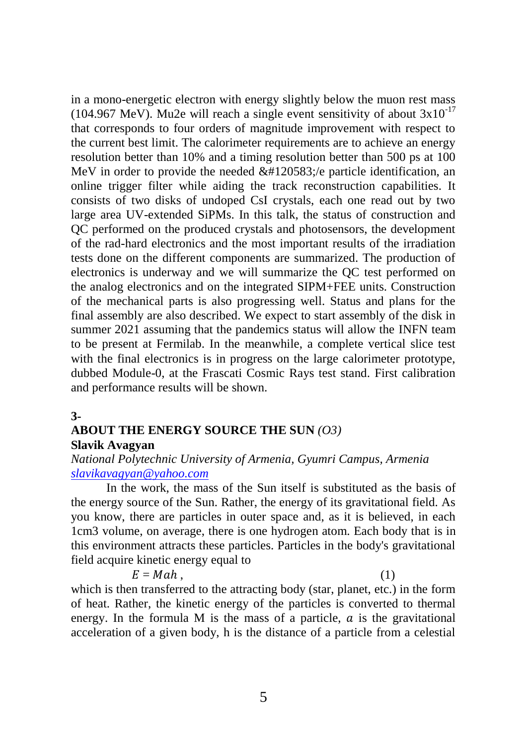in a mono-energetic electron with energy slightly below the muon rest mass (104.967 MeV). Mu2e will reach a single event sensitivity of about $3x10^{-17}$ that corresponds to four orders of magnitude improvement with respect to the current best limit. The calorimeter requirements are to achieve an energy resolution better than 10% and a timing resolution better than 500 ps at 100 MeV in order to provide the needed &#120583;/e particle identification, an online trigger filter while aiding the track reconstruction capabilities. It consists of two disks of undoped CsI crystals, each one read out by two large area UV-extended SiPMs. In this talk, the status of construction and QC performed on the produced crystals and photosensors, the development of the rad-hard electronics and the most important results of the irradiation tests done on the different components are summarized. The production of electronics is underway and we will summarize the QC test performed on the analog electronics and on the integrated SIPM+FEE units. Construction of the mechanical parts is also progressing well. Status and plans for the final assembly are also described. We expect to start assembly of the disk in summer 2021 assuming that the pandemics status will allow the INFN team to be present at Fermilab. In the meanwhile, a complete vertical slice test with the final electronics is in progress on the large calorimeter prototype, dubbed Module-0, at the Frascati Cosmic Rays test stand. First calibration and performance results will be shown.

**3-**

## ABOUT THE ENERGY SOURCE THE SUN *(O3)*

**Slavik Avagyan**

*National Polytechnic University of Armenia, Gyumri Campus, Armenia*
*slavikavagyan@yahoo.com*

In the work, the mass of the Sun itself is substituted as the basis of the energy source of the Sun. Rather, the energy of its gravitational field. As you know, there are particles in outer space and, as it is believed, in each 1cm3 volume, on average, there is one hydrogen atom. Each body that is in this environment attracts these particles. Particles in the body's gravitational field acquire kinetic energy equal to

$$E = Mah, \tag{1}$$

which is then transferred to the attracting body (star, planet, etc.) in the form of heat. Rather, the kinetic energy of the particles is converted to thermal energy. In the formula M is the mass of a particle, $a$ is the gravitational acceleration of a given body, h is the distance of a particle from a celestial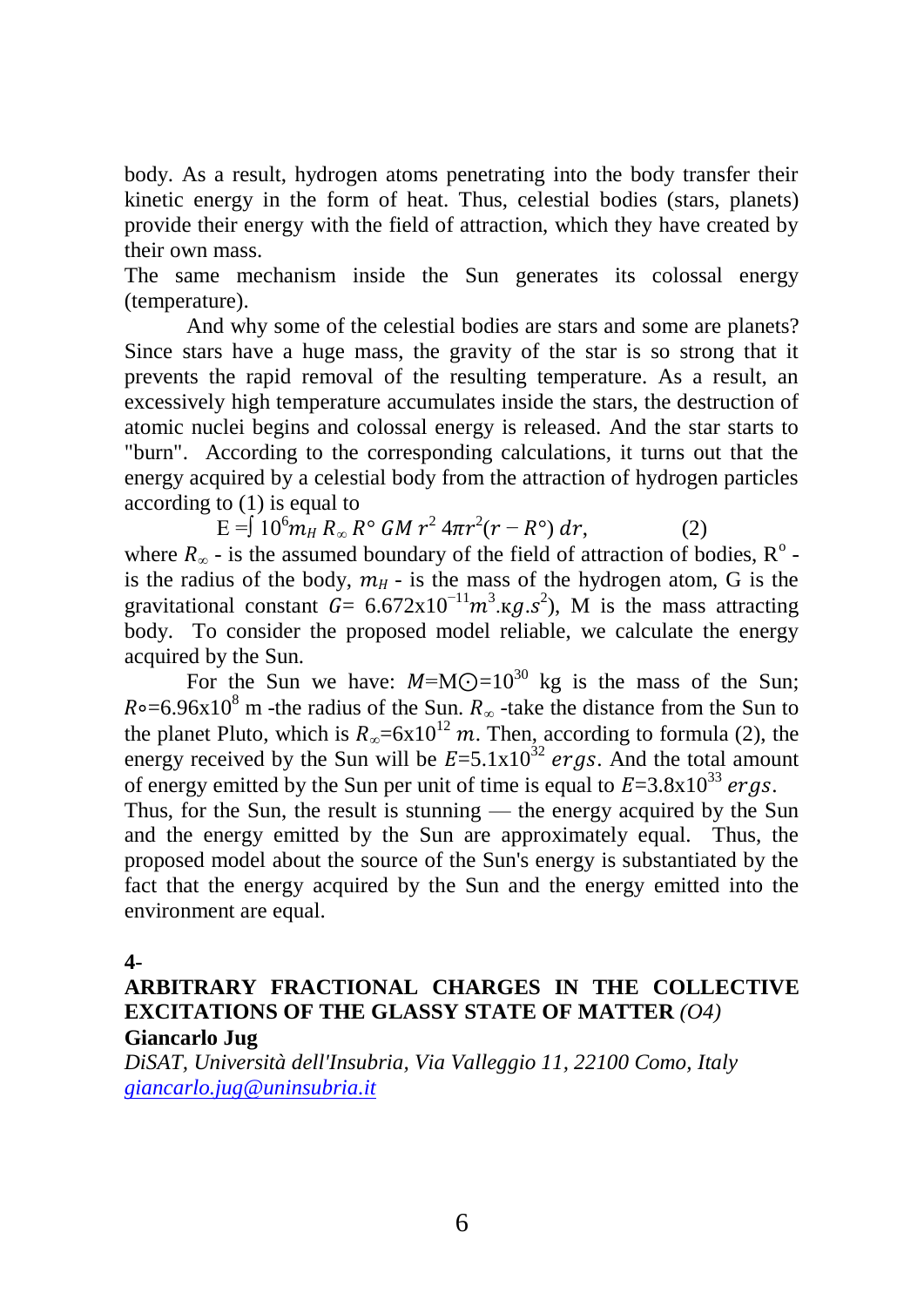body. As a result, hydrogen atoms penetrating into the body transfer their kinetic energy in the form of heat. Thus, celestial bodies (stars, planets) provide their energy with the field of attraction, which they have created by their own mass.

The same mechanism inside the Sun generates its colossal energy (temperature).

And why some of the celestial bodies are stars and some are planets? Since stars have a huge mass, the gravity of the star is so strong that it prevents the rapid removal of the resulting temperature. As a result, an excessively high temperature accumulates inside the stars, the destruction of atomic nuclei begins and colossal energy is released. And the star starts to "burn". According to the corresponding calculations, it turns out that the energy acquired by a celestial body from the attraction of hydrogen particles according to (1) is equal to

$$\mathrm{E} = \int 10^{6} m_H \, R_\infty \, R^\circ \, GM \, r^2 \, 4\pi r^2 (r - R^\circ) \, dr, \qquad (2)$$

where $R_\infty$ - is the assumed boundary of the field of attraction of bodies, $R^o$ - is the radius of the body, $m_H$ - is the mass of the hydrogen atom, G is the gravitational constant $G = 6.672\text{x}10^{-11} m^3.\text{к}g.s^2$), M is the mass attracting body. To consider the proposed model reliable, we calculate the energy acquired by the Sun.

For the Sun we have: $M$=M⨀=$10^{30}$ kg is the mass of the Sun; $R\circ$=6.96x$10^{8}$ m -the radius of the Sun. $R_\infty$ -take the distance from the Sun to the planet Pluto, which is $R_\infty$=6x$10^{12}$ $m$. Then, according to formula (2), the energy received by the Sun will be $E$=5.1x$10^{32}$ $ergs$. And the total amount of energy emitted by the Sun per unit of time is equal to $E$=3.8x$10^{33}$ $ergs$.

Thus, for the Sun, the result is stunning — the energy acquired by the Sun and the energy emitted by the Sun are approximately equal. Thus, the proposed model about the source of the Sun's energy is substantiated by the fact that the energy acquired by the Sun and the energy emitted into the environment are equal.

**4-**

## ARBITRARY FRACTIONAL CHARGES IN THE COLLECTIVE EXCITATIONS OF THE GLASSY STATE OF MATTER *(O4)*

**Giancarlo Jug**

*DiSAT, Università dell'Insubria, Via Valleggio 11, 22100 Como, Italy*

*giancarlo.jug@uninsubria.it*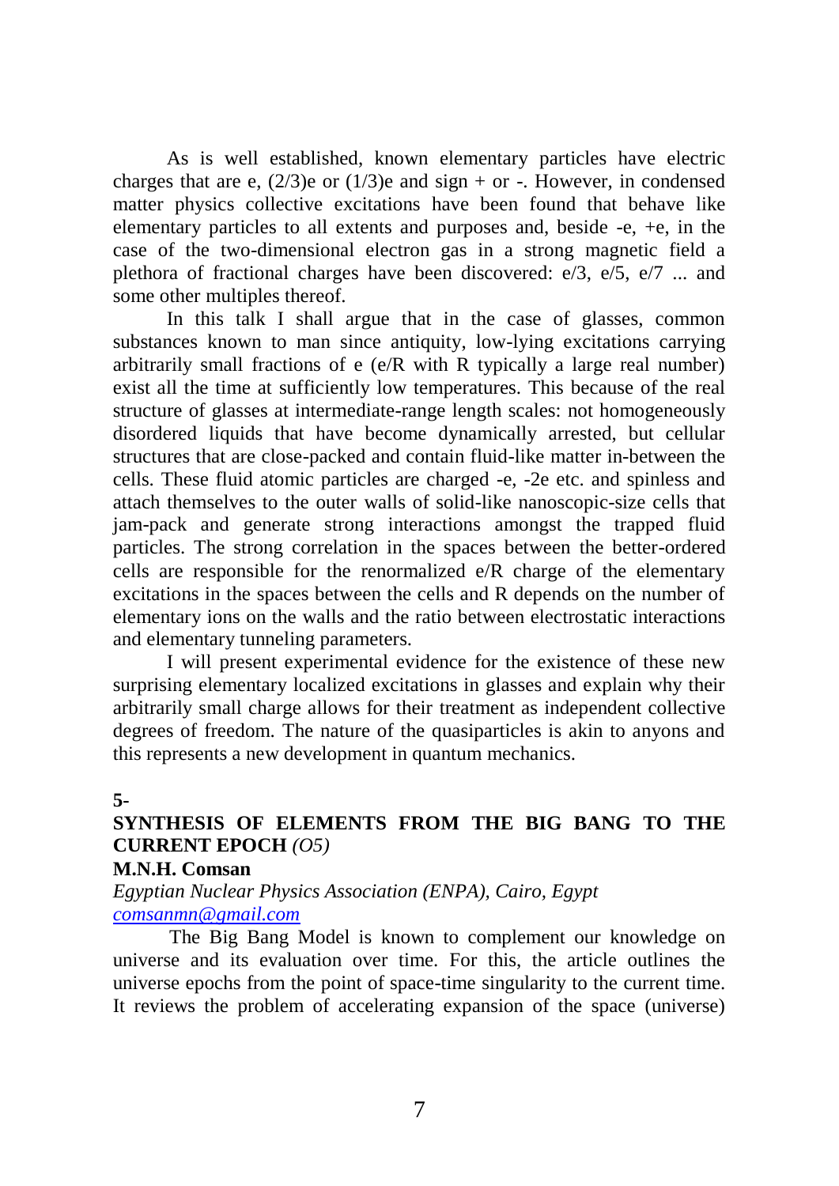As is well established, known elementary particles have electric charges that are e, (2/3)e or (1/3)e and sign + or -. However, in condensed matter physics collective excitations have been found that behave like elementary particles to all extents and purposes and, beside -e, +e, in the case of the two-dimensional electron gas in a strong magnetic field a plethora of fractional charges have been discovered: e/3, e/5, e/7 ... and some other multiples thereof.

In this talk I shall argue that in the case of glasses, common substances known to man since antiquity, low-lying excitations carrying arbitrarily small fractions of e (e/R with R typically a large real number) exist all the time at sufficiently low temperatures. This because of the real structure of glasses at intermediate-range length scales: not homogeneously disordered liquids that have become dynamically arrested, but cellular structures that are close-packed and contain fluid-like matter in-between the cells. These fluid atomic particles are charged -e, -2e etc. and spinless and attach themselves to the outer walls of solid-like nanoscopic-size cells that jam-pack and generate strong interactions amongst the trapped fluid particles. The strong correlation in the spaces between the better-ordered cells are responsible for the renormalized e/R charge of the elementary excitations in the spaces between the cells and R depends on the number of elementary ions on the walls and the ratio between electrostatic interactions and elementary tunneling parameters.

I will present experimental evidence for the existence of these new surprising elementary localized excitations in glasses and explain why their arbitrarily small charge allows for their treatment as independent collective degrees of freedom. The nature of the quasiparticles is akin to anyons and this represents a new development in quantum mechanics.

**5-**

## SYNTHESIS OF ELEMENTS FROM THE BIG BANG TO THE CURRENT EPOCH *(O5)*

**M.N.H. Comsan**

*Egyptian Nuclear Physics Association (ENPA), Cairo, Egypt*
*comsanmn@gmail.com*

The Big Bang Model is known to complement our knowledge on universe and its evaluation over time. For this, the article outlines the universe epochs from the point of space-time singularity to the current time. It reviews the problem of accelerating expansion of the space (universe)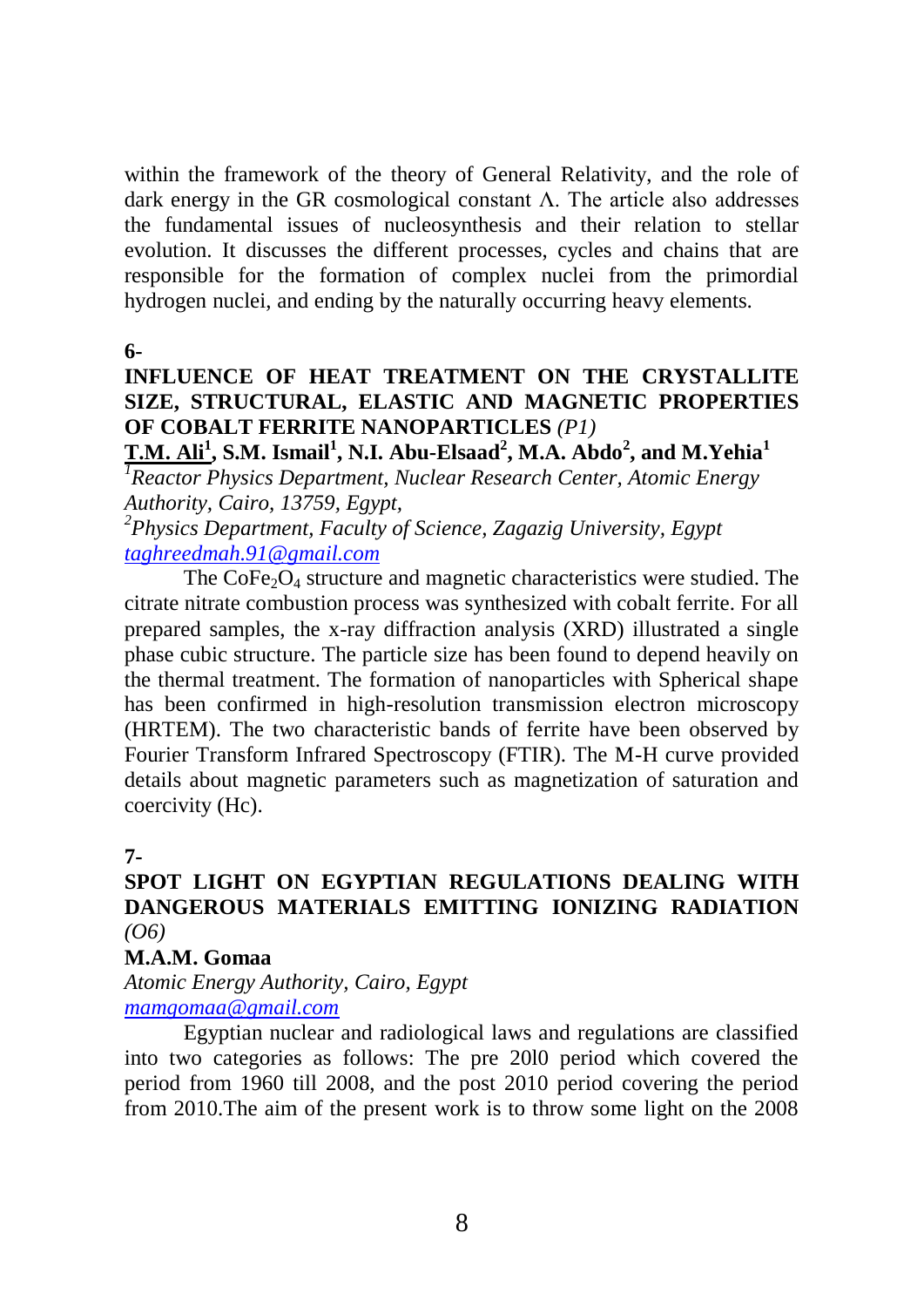within the framework of the theory of General Relativity, and the role of dark energy in the GR cosmological constant Λ. The article also addresses the fundamental issues of nucleosynthesis and their relation to stellar evolution. It discusses the different processes, cycles and chains that are responsible for the formation of complex nuclei from the primordial hydrogen nuclei, and ending by the naturally occurring heavy elements.

**6-**

### INFLUENCE OF HEAT TREATMENT ON THE CRYSTALLITE SIZE, STRUCTURAL, ELASTIC AND MAGNETIC PROPERTIES OF COBALT FERRITE NANOPARTICLES *(P1)*

**T.M. Ali[1], S.M. Ismail[1], N.I. Abu-Elsaad[2], M.A. Abdo[2], and M.Yehia[1]**

*[1]Reactor Physics Department, Nuclear Research Center, Atomic Energy Authority, Cairo, 13759, Egypt,*

*[2]Physics Department, Faculty of Science, Zagazig University, Egypt*

*taghreedmah.91@gmail.com*

The $CoFe_2O_4$ structure and magnetic characteristics were studied. The citrate nitrate combustion process was synthesized with cobalt ferrite. For all prepared samples, the x-ray diffraction analysis (XRD) illustrated a single phase cubic structure. The particle size has been found to depend heavily on the thermal treatment. The formation of nanoparticles with Spherical shape has been confirmed in high-resolution transmission electron microscopy (HRTEM). The two characteristic bands of ferrite have been observed by Fourier Transform Infrared Spectroscopy (FTIR). The M-H curve provided details about magnetic parameters such as magnetization of saturation and coercivity (Hc).

**7-**

### SPOT LIGHT ON EGYPTIAN REGULATIONS DEALING WITH DANGEROUS MATERIALS EMITTING IONIZING RADIATION *(O6)*

**M.A.M. Gomaa**

*Atomic Energy Authority, Cairo, Egypt*

*mamgomaa@gmail.com*

Egyptian nuclear and radiological laws and regulations are classified into two categories as follows: The pre 20l0 period which covered the period from 1960 till 2008, and the post 2010 period covering the period from 2010.The aim of the present work is to throw some light on the 2008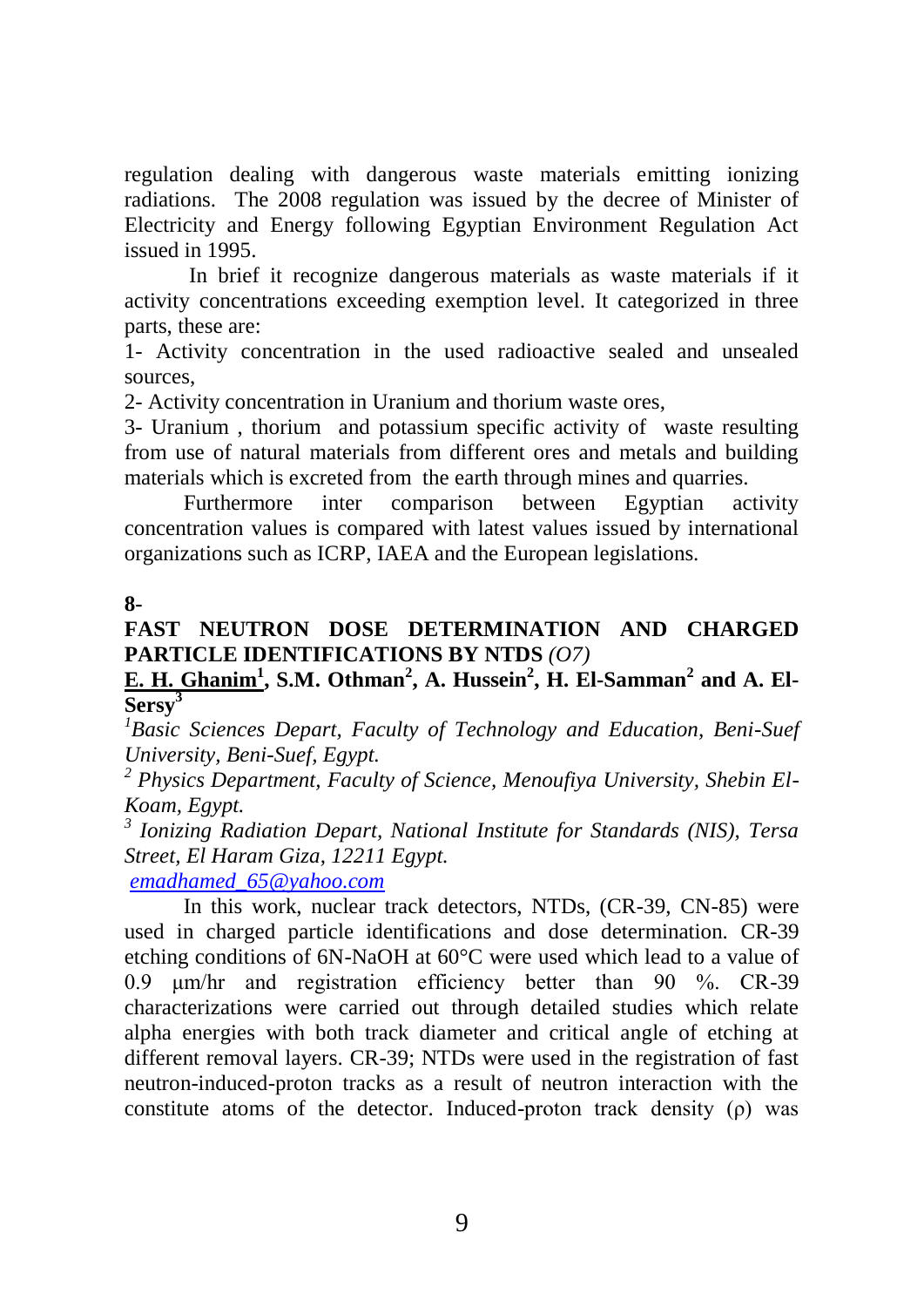regulation dealing with dangerous waste materials emitting ionizing radiations. The 2008 regulation was issued by the decree of Minister of Electricity and Energy following Egyptian Environment Regulation Act issued in 1995.

In brief it recognize dangerous materials as waste materials if it activity concentrations exceeding exemption level. It categorized in three parts, these are:

1- Activity concentration in the used radioactive sealed and unsealed sources,

2- Activity concentration in Uranium and thorium waste ores,

3- Uranium , thorium and potassium specific activity of waste resulting from use of natural materials from different ores and metals and building materials which is excreted from the earth through mines and quarries.

Furthermore inter comparison between Egyptian activity concentration values is compared with latest values issued by international organizations such as ICRP, IAEA and the European legislations.

**8-**

**FAST NEUTRON DOSE DETERMINATION AND CHARGED PARTICLE IDENTIFICATIONS BY NTDS** *(O7)*

**E. H. Ghanim[1], S.M. Othman[2], A. Hussein[2], H. El-Samman[2] and A. El-Sersy[3]**

*[1]Basic Sciences Depart, Faculty of Technology and Education, Beni-Suef University, Beni-Suef, Egypt.*

*[2] Physics Department, Faculty of Science, Menoufiya University, Shebin El-Koam, Egypt.*

*[3] Ionizing Radiation Depart, National Institute for Standards (NIS), Tersa Street, El Haram Giza, 12211 Egypt.*

emadhamed_65@yahoo.com

In this work, nuclear track detectors, NTDs, (CR-39, CN-85) were used in charged particle identifications and dose determination. CR-39 etching conditions of 6N-NaOH at 60°C were used which lead to a value of 0.9 μm/hr and registration efficiency better than 90 %. CR-39 characterizations were carried out through detailed studies which relate alpha energies with both track diameter and critical angle of etching at different removal layers. CR-39; NTDs were used in the registration of fast neutron-induced-proton tracks as a result of neutron interaction with the constitute atoms of the detector. Induced-proton track density (ρ) was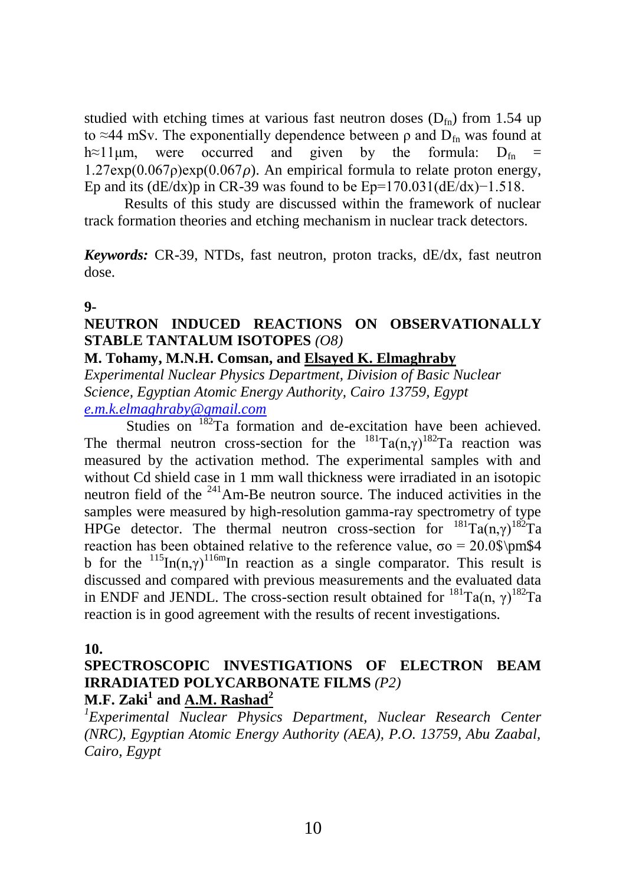studied with etching times at various fast neutron doses ($D_{fn}$) from 1.54 up to ≈44 mSv. The exponentially dependence between ρ and $D_{fn}$ was found at h≈11μm, were occurred and given by the formula: $D_{fn} = 1.27\exp(0.067\rho)\exp(0.067\rho)$. An empirical formula to relate proton energy, Ep and its (dE/dx)p in CR-39 was found to be $Ep=170.031(dE/dx)-1.518$.

Results of this study are discussed within the framework of nuclear track formation theories and etching mechanism in nuclear track detectors.

***Keywords:*** CR-39, NTDs, fast neutron, proton tracks, dE/dx, fast neutron dose.

**9-**

### NEUTRON INDUCED REACTIONS ON OBSERVATIONALLY STABLE TANTALUM ISOTOPES *(O8)*

**M. Tohamy, M.N.H. Comsan, and Elsayed K. Elmaghraby**

*Experimental Nuclear Physics Department, Division of Basic Nuclear Science, Egyptian Atomic Energy Authority, Cairo 13759, Egypt*
*e.m.k.elmaghraby@gmail.com*

Studies on $^{182}$Ta formation and de-excitation have been achieved. The thermal neutron cross-section for the $^{181}$Ta(n,γ)$^{182}$Ta reaction was measured by the activation method. The experimental samples with and without Cd shield case in 1 mm wall thickness were irradiated in an isotopic neutron field of the $^{241}$Am-Be neutron source. The induced activities in the samples were measured by high-resolution gamma-ray spectrometry of type HPGe detector. The thermal neutron cross-section for $^{181}$Ta(n,γ)$^{182}$Ta reaction has been obtained relative to the reference value, $\sigma o = 20.0 \pm 4$ b for the $^{115}$In(n,γ)$^{116m}$In reaction as a single comparator. This result is discussed and compared with previous measurements and the evaluated data in ENDF and JENDL. The cross-section result obtained for $^{181}$Ta(n, γ)$^{182}$Ta reaction is in good agreement with the results of recent investigations.

**10.**

### SPECTROSCOPIC INVESTIGATIONS OF ELECTRON BEAM IRRADIATED POLYCARBONATE FILMS *(P2)*

**M.F. Zaki[1] and A.M. Rashad[2]**

[1]*Experimental Nuclear Physics Department, Nuclear Research Center (NRC), Egyptian Atomic Energy Authority (AEA), P.O. 13759, Abu Zaabal, Cairo, Egypt*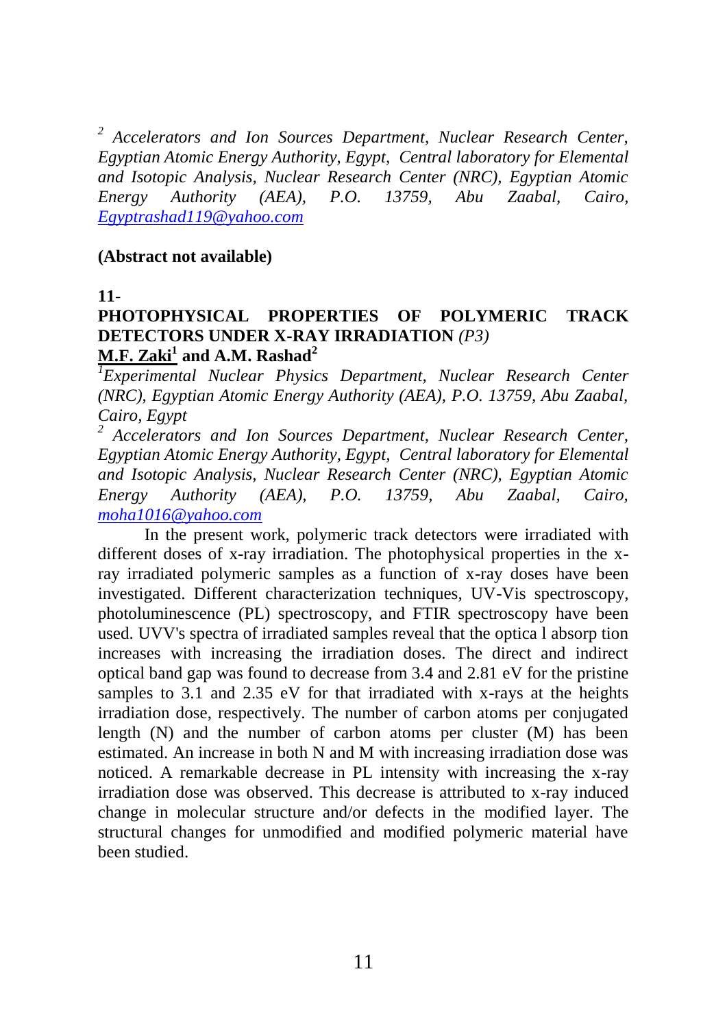[2] *Accelerators and Ion Sources Department, Nuclear Research Center, Egyptian Atomic Energy Authority, Egypt, Central laboratory for Elemental and Isotopic Analysis, Nuclear Research Center (NRC), Egyptian Atomic Energy Authority (AEA), P.O. 13759, Abu Zaabal, Cairo, Egyptrashad119@yahoo.com*

**(Abstract not available)**

**11-**

## PHOTOPHYSICAL PROPERTIES OF POLYMERIC TRACK DETECTORS UNDER X-RAY IRRADIATION *(P3)*

**M.F. Zaki[1] and A.M. Rashad[2]**

[1] *Experimental Nuclear Physics Department, Nuclear Research Center (NRC), Egyptian Atomic Energy Authority (AEA), P.O. 13759, Abu Zaabal, Cairo, Egypt*

[2] *Accelerators and Ion Sources Department, Nuclear Research Center, Egyptian Atomic Energy Authority, Egypt, Central laboratory for Elemental and Isotopic Analysis, Nuclear Research Center (NRC), Egyptian Atomic Energy Authority (AEA), P.O. 13759, Abu Zaabal, Cairo, moha1016@yahoo.com*

In the present work, polymeric track detectors were irradiated with different doses of x-ray irradiation. The photophysical properties in the x-ray irradiated polymeric samples as a function of x-ray doses have been investigated. Different characterization techniques, UV-Vis spectroscopy, photoluminescence (PL) spectroscopy, and FTIR spectroscopy have been used. UVV's spectra of irradiated samples reveal that the optica l absorp tion increases with increasing the irradiation doses. The direct and indirect optical band gap was found to decrease from 3.4 and 2.81 eV for the pristine samples to 3.1 and 2.35 eV for that irradiated with x-rays at the heights irradiation dose, respectively. The number of carbon atoms per conjugated length (N) and the number of carbon atoms per cluster (M) has been estimated. An increase in both N and M with increasing irradiation dose was noticed. A remarkable decrease in PL intensity with increasing the x-ray irradiation dose was observed. This decrease is attributed to x-ray induced change in molecular structure and/or defects in the modified layer. The structural changes for unmodified and modified polymeric material have been studied.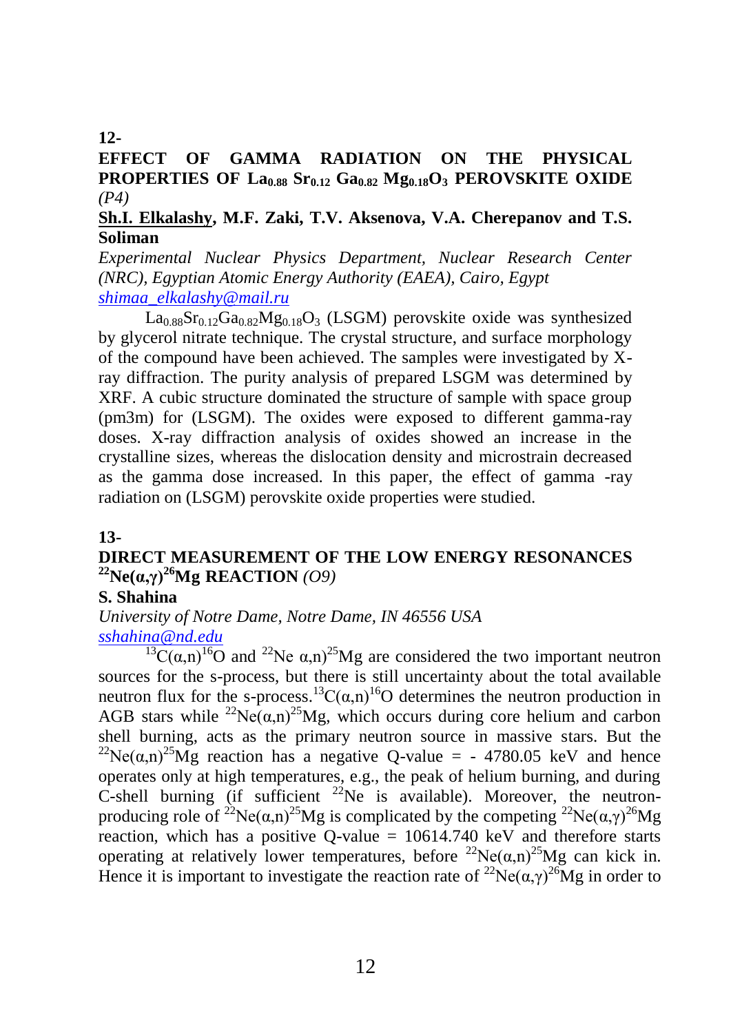**12-**

## EFFECT OF GAMMA RADIATION ON THE PHYSICAL PROPERTIES OF $La_{0.88}$ $Sr_{0.12}$ $Ga_{0.82}$ $Mg_{0.18}O_3$ PEROVSKITE OXIDE *(P4)*

**Sh.I. Elkalashy, M.F. Zaki, T.V. Aksenova, V.A. Cherepanov and T.S. Soliman**

*Experimental Nuclear Physics Department, Nuclear Research Center (NRC), Egyptian Atomic Energy Authority (EAEA), Cairo, Egypt*
*shimaa_elkalashy@mail.ru*

$La_{0.88}Sr_{0.12}Ga_{0.82}Mg_{0.18}O_3$ (LSGM) perovskite oxide was synthesized by glycerol nitrate technique. The crystal structure, and surface morphology of the compound have been achieved. The samples were investigated by X-ray diffraction. The purity analysis of prepared LSGM was determined by XRF. A cubic structure dominated the structure of sample with space group (pm3m) for (LSGM). The oxides were exposed to different gamma-ray doses. X-ray diffraction analysis of oxides showed an increase in the crystalline sizes, whereas the dislocation density and microstrain decreased as the gamma dose increased. In this paper, the effect of gamma -ray radiation on (LSGM) perovskite oxide properties were studied.

**13-**

## DIRECT MEASUREMENT OF THE LOW ENERGY RESONANCES $^{22}Ne(\alpha,\gamma)^{26}Mg$ REACTION *(O9)*

**S. Shahina**

*University of Notre Dame, Notre Dame, IN 46556 USA*
*sshahina@nd.edu*

$^{13}C(\alpha,n)^{16}O$ and $^{22}Ne$ $\alpha$,n)$^{25}Mg$ are considered the two important neutron sources for the s-process, but there is still uncertainty about the total available neutron flux for the s-process. $^{13}C(\alpha,n)^{16}O$ determines the neutron production in AGB stars while $^{22}Ne(\alpha,n)^{25}Mg$, which occurs during core helium and carbon shell burning, acts as the primary neutron source in massive stars. But the $^{22}Ne(\alpha,n)^{25}Mg$ reaction has a negative Q-value = - 4780.05 keV and hence operates only at high temperatures, e.g., the peak of helium burning, and during C-shell burning (if sufficient $^{22}Ne$ is available). Moreover, the neutron-producing role of $^{22}Ne(\alpha,n)^{25}Mg$ is complicated by the competing $^{22}Ne(\alpha,\gamma)^{26}Mg$ reaction, which has a positive Q-value = 10614.740 keV and therefore starts operating at relatively lower temperatures, before $^{22}Ne(\alpha,n)^{25}Mg$ can kick in. Hence it is important to investigate the reaction rate of $^{22}Ne(\alpha,\gamma)^{26}Mg$ in order to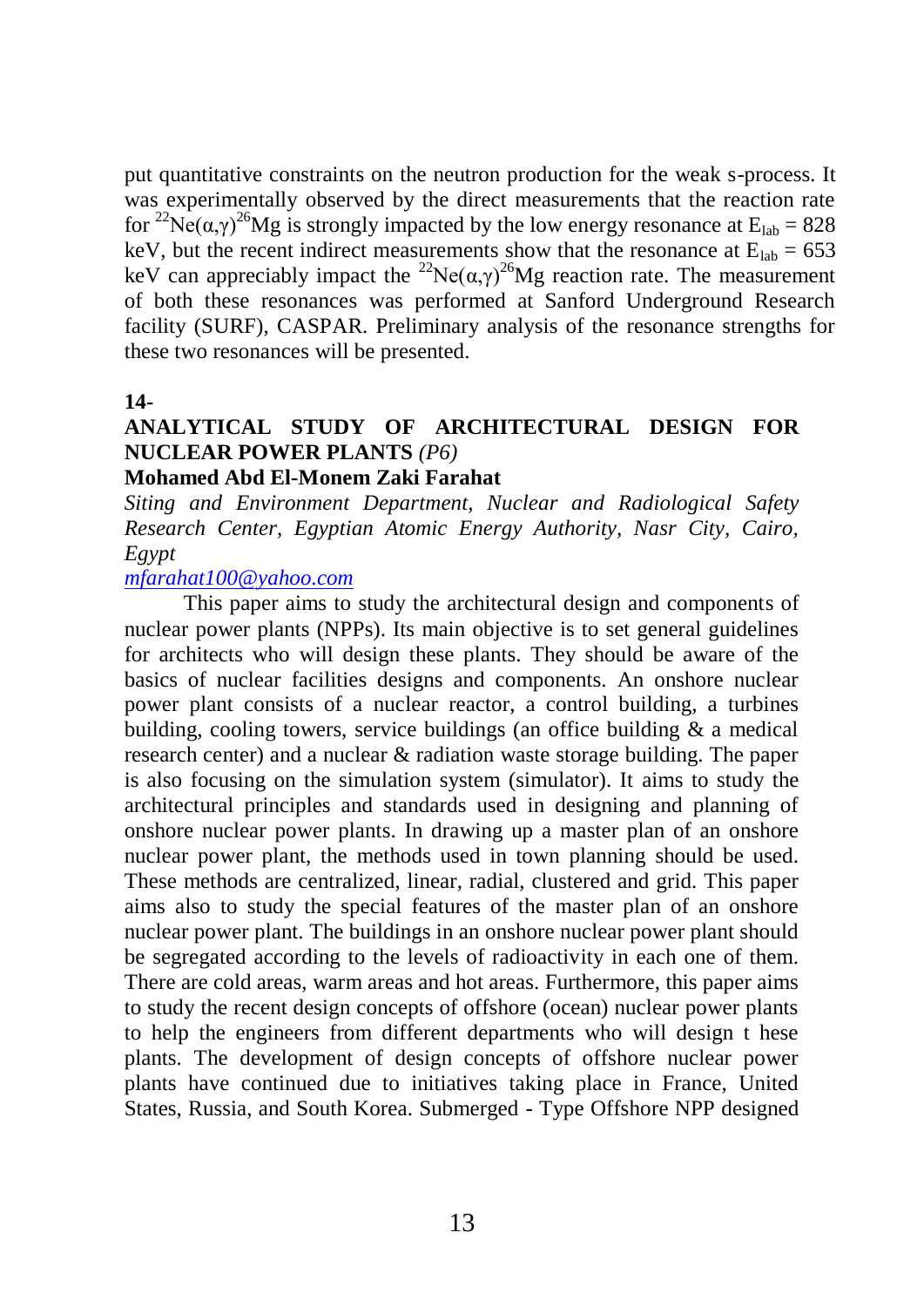put quantitative constraints on the neutron production for the weak s-process. It was experimentally observed by the direct measurements that the reaction rate for $^{22}Ne(\alpha,\gamma)^{26}Mg$ is strongly impacted by the low energy resonance at $E_{lab}$ = 828 keV, but the recent indirect measurements show that the resonance at $E_{lab}$ = 653 keV can appreciably impact the $^{22}Ne(\alpha,\gamma)^{26}Mg$ reaction rate. The measurement of both these resonances was performed at Sanford Underground Research facility (SURF), CASPAR. Preliminary analysis of the resonance strengths for these two resonances will be presented.

**14-**

## ANALYTICAL STUDY OF ARCHITECTURAL DESIGN FOR NUCLEAR POWER PLANTS *(P6)*

**Mohamed Abd El-Monem Zaki Farahat**

*Siting and Environment Department, Nuclear and Radiological Safety Research Center, Egyptian Atomic Energy Authority, Nasr City, Cairo, Egypt*

*mfarahat100@yahoo.com*

This paper aims to study the architectural design and components of nuclear power plants (NPPs). Its main objective is to set general guidelines for architects who will design these plants. They should be aware of the basics of nuclear facilities designs and components. An onshore nuclear power plant consists of a nuclear reactor, a control building, a turbines building, cooling towers, service buildings (an office building & a medical research center) and a nuclear & radiation waste storage building. The paper is also focusing on the simulation system (simulator). It aims to study the architectural principles and standards used in designing and planning of onshore nuclear power plants. In drawing up a master plan of an onshore nuclear power plant, the methods used in town planning should be used. These methods are centralized, linear, radial, clustered and grid. This paper aims also to study the special features of the master plan of an onshore nuclear power plant. The buildings in an onshore nuclear power plant should be segregated according to the levels of radioactivity in each one of them. There are cold areas, warm areas and hot areas. Furthermore, this paper aims to study the recent design concepts of offshore (ocean) nuclear power plants to help the engineers from different departments who will design t hese plants. The development of design concepts of offshore nuclear power plants have continued due to initiatives taking place in France, United States, Russia, and South Korea. Submerged - Type Offshore NPP designed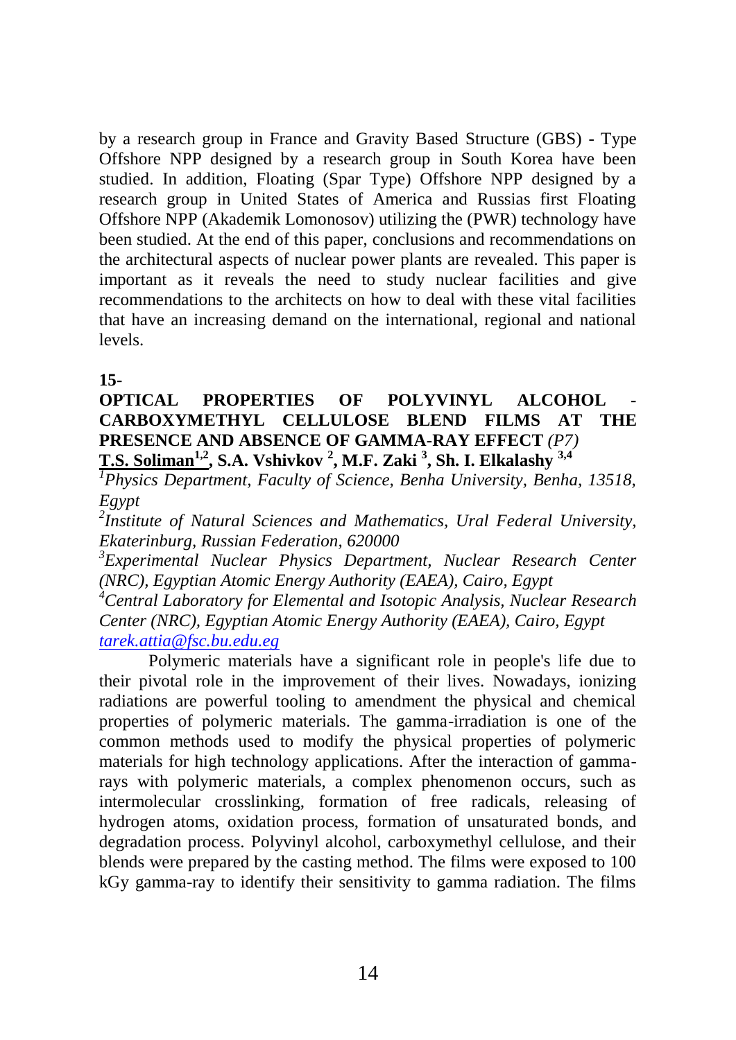by a research group in France and Gravity Based Structure (GBS) - Type Offshore NPP designed by a research group in South Korea have been studied. In addition, Floating (Spar Type) Offshore NPP designed by a research group in United States of America and Russias first Floating Offshore NPP (Akademik Lomonosov) utilizing the (PWR) technology have been studied. At the end of this paper, conclusions and recommendations on the architectural aspects of nuclear power plants are revealed. This paper is important as it reveals the need to study nuclear facilities and give recommendations to the architects on how to deal with these vital facilities that have an increasing demand on the international, regional and national levels.

**15-**

**OPTICAL PROPERTIES OF POLYVINYL ALCOHOL - CARBOXYMETHYL CELLULOSE BLEND FILMS AT THE PRESENCE AND ABSENCE OF GAMMA-RAY EFFECT** *(P7)*

**T.S. Soliman[1,2], S.A. Vshivkov [2], M.F. Zaki [3], Sh. I. Elkalashy [3,4]**

[1]*Physics Department, Faculty of Science, Benha University, Benha, 13518, Egypt*

[2]*Institute of Natural Sciences and Mathematics, Ural Federal University, Ekaterinburg, Russian Federation, 620000*

[3]*Experimental Nuclear Physics Department, Nuclear Research Center (NRC), Egyptian Atomic Energy Authority (EAEA), Cairo, Egypt*

[4]*Central Laboratory for Elemental and Isotopic Analysis, Nuclear Research Center (NRC), Egyptian Atomic Energy Authority (EAEA), Cairo, Egypt*

*tarek.attia@fsc.bu.edu.eg*

Polymeric materials have a significant role in people's life due to their pivotal role in the improvement of their lives. Nowadays, ionizing radiations are powerful tooling to amendment the physical and chemical properties of polymeric materials. The gamma-irradiation is one of the common methods used to modify the physical properties of polymeric materials for high technology applications. After the interaction of gamma-rays with polymeric materials, a complex phenomenon occurs, such as intermolecular crosslinking, formation of free radicals, releasing of hydrogen atoms, oxidation process, formation of unsaturated bonds, and degradation process. Polyvinyl alcohol, carboxymethyl cellulose, and their blends were prepared by the casting method. The films were exposed to 100 kGy gamma-ray to identify their sensitivity to gamma radiation. The films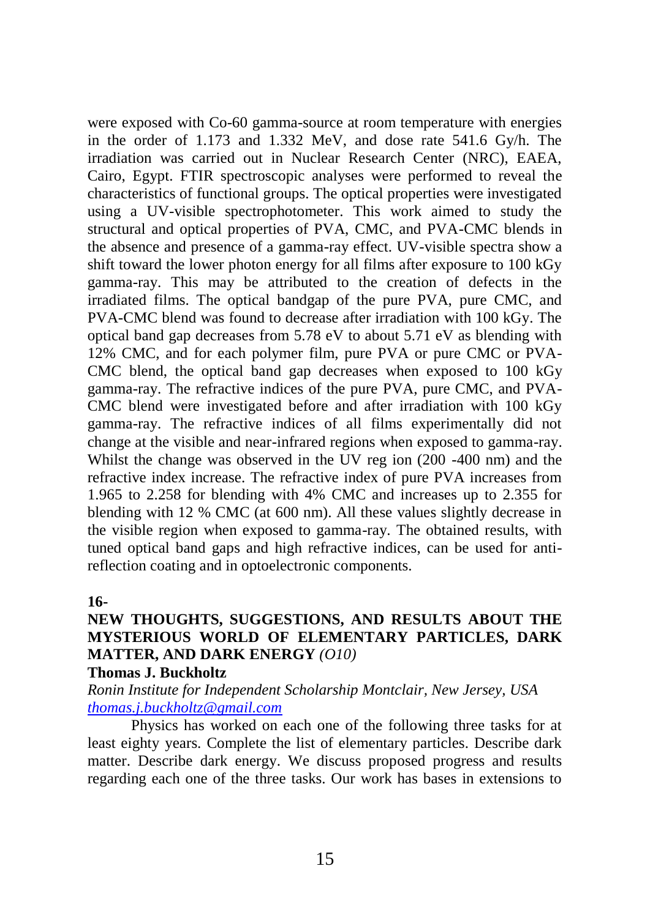were exposed with Co-60 gamma-source at room temperature with energies in the order of 1.173 and 1.332 MeV, and dose rate 541.6 Gy/h. The irradiation was carried out in Nuclear Research Center (NRC), EAEA, Cairo, Egypt. FTIR spectroscopic analyses were performed to reveal the characteristics of functional groups. The optical properties were investigated using a UV-visible spectrophotometer. This work aimed to study the structural and optical properties of PVA, CMC, and PVA-CMC blends in the absence and presence of a gamma-ray effect. UV-visible spectra show a shift toward the lower photon energy for all films after exposure to 100 kGy gamma-ray. This may be attributed to the creation of defects in the irradiated films. The optical bandgap of the pure PVA, pure CMC, and PVA-CMC blend was found to decrease after irradiation with 100 kGy. The optical band gap decreases from 5.78 eV to about 5.71 eV as blending with 12% CMC, and for each polymer film, pure PVA or pure CMC or PVA-CMC blend, the optical band gap decreases when exposed to 100 kGy gamma-ray. The refractive indices of the pure PVA, pure CMC, and PVA-CMC blend were investigated before and after irradiation with 100 kGy gamma-ray. The refractive indices of all films experimentally did not change at the visible and near-infrared regions when exposed to gamma-ray. Whilst the change was observed in the UV reg ion (200 -400 nm) and the refractive index increase. The refractive index of pure PVA increases from 1.965 to 2.258 for blending with 4% CMC and increases up to 2.355 for blending with 12 % CMC (at 600 nm). All these values slightly decrease in the visible region when exposed to gamma-ray. The obtained results, with tuned optical band gaps and high refractive indices, can be used for anti-reflection coating and in optoelectronic components.

**16-**

**NEW THOUGHTS, SUGGESTIONS, AND RESULTS ABOUT THE MYSTERIOUS WORLD OF ELEMENTARY PARTICLES, DARK MATTER, AND DARK ENERGY** *(O10)*

**Thomas J. Buckholtz**

*Ronin Institute for Independent Scholarship Montclair, New Jersey, USA*
*thomas.j.buckholtz@gmail.com*

Physics has worked on each one of the following three tasks for at least eighty years. Complete the list of elementary particles. Describe dark matter. Describe dark energy. We discuss proposed progress and results regarding each one of the three tasks. Our work has bases in extensions to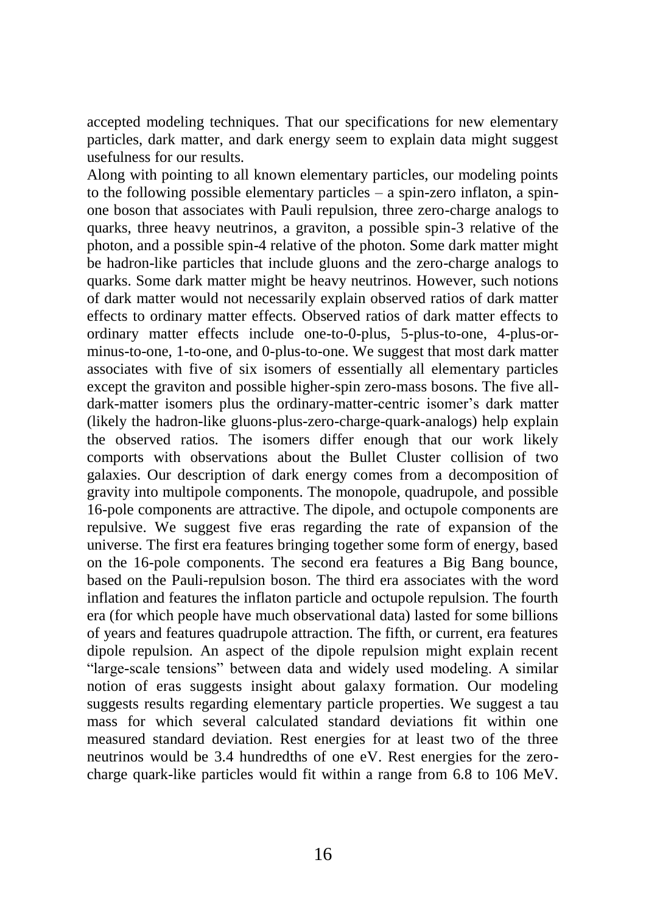accepted modeling techniques. That our specifications for new elementary particles, dark matter, and dark energy seem to explain data might suggest usefulness for our results.

Along with pointing to all known elementary particles, our modeling points to the following possible elementary particles – a spin-zero inflaton, a spin-one boson that associates with Pauli repulsion, three zero-charge analogs to quarks, three heavy neutrinos, a graviton, a possible spin-3 relative of the photon, and a possible spin-4 relative of the photon. Some dark matter might be hadron-like particles that include gluons and the zero-charge analogs to quarks. Some dark matter might be heavy neutrinos. However, such notions of dark matter would not necessarily explain observed ratios of dark matter effects to ordinary matter effects. Observed ratios of dark matter effects to ordinary matter effects include one-to-0-plus, 5-plus-to-one, 4-plus-or-minus-to-one, 1-to-one, and 0-plus-to-one. We suggest that most dark matter associates with five of six isomers of essentially all elementary particles except the graviton and possible higher-spin zero-mass bosons. The five all-dark-matter isomers plus the ordinary-matter-centric isomer's dark matter (likely the hadron-like gluons-plus-zero-charge-quark-analogs) help explain the observed ratios. The isomers differ enough that our work likely comports with observations about the Bullet Cluster collision of two galaxies. Our description of dark energy comes from a decomposition of gravity into multipole components. The monopole, quadrupole, and possible 16-pole components are attractive. The dipole, and octupole components are repulsive. We suggest five eras regarding the rate of expansion of the universe. The first era features bringing together some form of energy, based on the 16-pole components. The second era features a Big Bang bounce, based on the Pauli-repulsion boson. The third era associates with the word inflation and features the inflaton particle and octupole repulsion. The fourth era (for which people have much observational data) lasted for some billions of years and features quadrupole attraction. The fifth, or current, era features dipole repulsion. An aspect of the dipole repulsion might explain recent "large-scale tensions" between data and widely used modeling. A similar notion of eras suggests insight about galaxy formation. Our modeling suggests results regarding elementary particle properties. We suggest a tau mass for which several calculated standard deviations fit within one measured standard deviation. Rest energies for at least two of the three neutrinos would be 3.4 hundredths of one eV. Rest energies for the zero-charge quark-like particles would fit within a range from 6.8 to 106 MeV.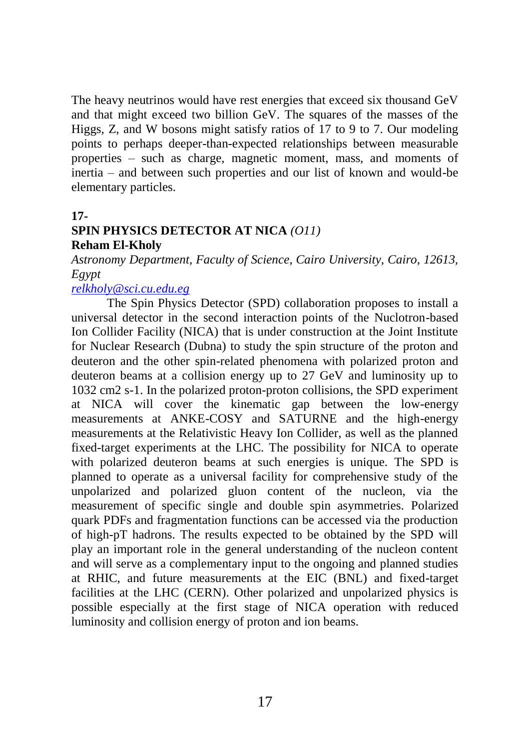The heavy neutrinos would have rest energies that exceed six thousand GeV and that might exceed two billion GeV. The squares of the masses of the Higgs, Z, and W bosons might satisfy ratios of 17 to 9 to 7. Our modeling points to perhaps deeper-than-expected relationships between measurable properties – such as charge, magnetic moment, mass, and moments of inertia – and between such properties and our list of known and would-be elementary particles.

**17-**

**SPIN PHYSICS DETECTOR AT NICA** *(O11)*

**Reham El-Kholy**

*Astronomy Department, Faculty of Science, Cairo University, Cairo, 12613, Egypt*

relkholy@sci.cu.edu.eg

The Spin Physics Detector (SPD) collaboration proposes to install a universal detector in the second interaction points of the Nuclotron-based Ion Collider Facility (NICA) that is under construction at the Joint Institute for Nuclear Research (Dubna) to study the spin structure of the proton and deuteron and the other spin-related phenomena with polarized proton and deuteron beams at a collision energy up to 27 GeV and luminosity up to 1032 cm2 s-1. In the polarized proton-proton collisions, the SPD experiment at NICA will cover the kinematic gap between the low-energy measurements at ANKE-COSY and SATURNE and the high-energy measurements at the Relativistic Heavy Ion Collider, as well as the planned fixed-target experiments at the LHC. The possibility for NICA to operate with polarized deuteron beams at such energies is unique. The SPD is planned to operate as a universal facility for comprehensive study of the unpolarized and polarized gluon content of the nucleon, via the measurement of specific single and double spin asymmetries. Polarized quark PDFs and fragmentation functions can be accessed via the production of high-pT hadrons. The results expected to be obtained by the SPD will play an important role in the general understanding of the nucleon content and will serve as a complementary input to the ongoing and planned studies at RHIC, and future measurements at the EIC (BNL) and fixed-target facilities at the LHC (CERN). Other polarized and unpolarized physics is possible especially at the first stage of NICA operation with reduced luminosity and collision energy of proton and ion beams.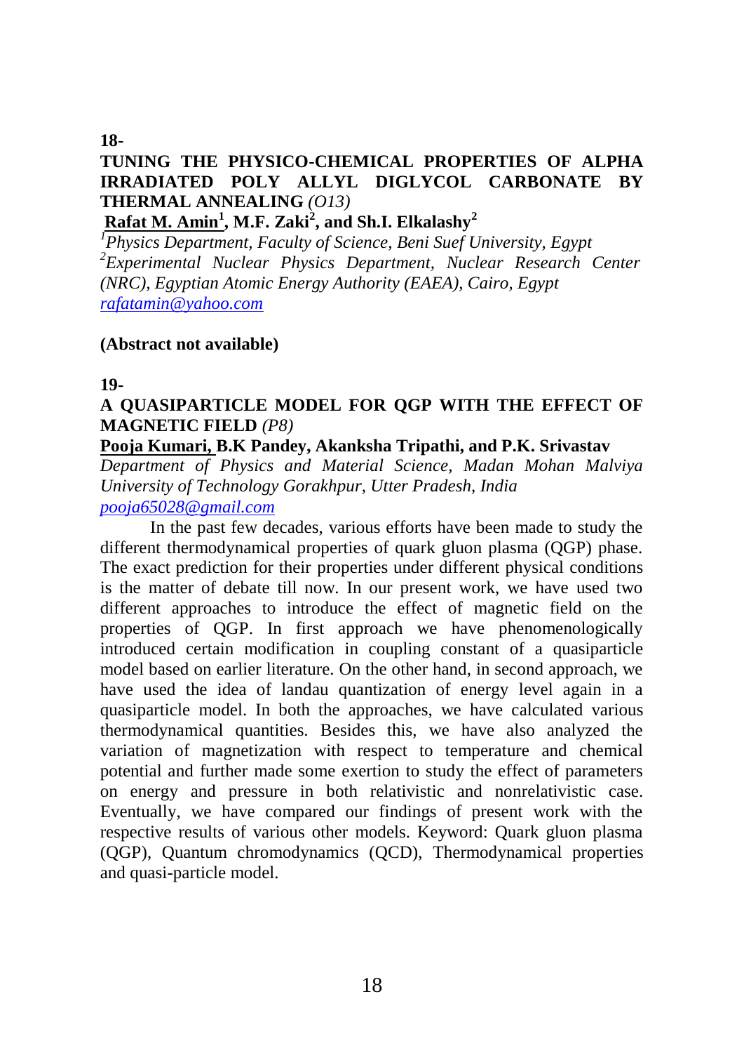**18-**

## TUNING THE PHYSICO-CHEMICAL PROPERTIES OF ALPHA IRRADIATED POLY ALLYL DIGLYCOL CARBONATE BY THERMAL ANNEALING *(O13)*

**Rafat M. Amin[1], M.F. Zaki[2], and Sh.I. Elkalashy[2]**

*[1]Physics Department, Faculty of Science, Beni Suef University, Egypt*
*[2]Experimental Nuclear Physics Department, Nuclear Research Center (NRC), Egyptian Atomic Energy Authority (EAEA), Cairo, Egypt*
rafatamin@yahoo.com

**(Abstract not available)**

**19-**

## A QUASIPARTICLE MODEL FOR QGP WITH THE EFFECT OF MAGNETIC FIELD *(P8)*

**Pooja Kumari, B.K Pandey, Akanksha Tripathi, and P.K. Srivastav**

*Department of Physics and Material Science, Madan Mohan Malviya University of Technology Gorakhpur, Utter Pradesh, India*
pooja65028@gmail.com

In the past few decades, various efforts have been made to study the different thermodynamical properties of quark gluon plasma (QGP) phase. The exact prediction for their properties under different physical conditions is the matter of debate till now. In our present work, we have used two different approaches to introduce the effect of magnetic field on the properties of QGP. In first approach we have phenomenologically introduced certain modification in coupling constant of a quasiparticle model based on earlier literature. On the other hand, in second approach, we have used the idea of landau quantization of energy level again in a quasiparticle model. In both the approaches, we have calculated various thermodynamical quantities. Besides this, we have also analyzed the variation of magnetization with respect to temperature and chemical potential and further made some exertion to study the effect of parameters on energy and pressure in both relativistic and nonrelativistic case. Eventually, we have compared our findings of present work with the respective results of various other models. Keyword: Quark gluon plasma (QGP), Quantum chromodynamics (QCD), Thermodynamical properties and quasi-particle model.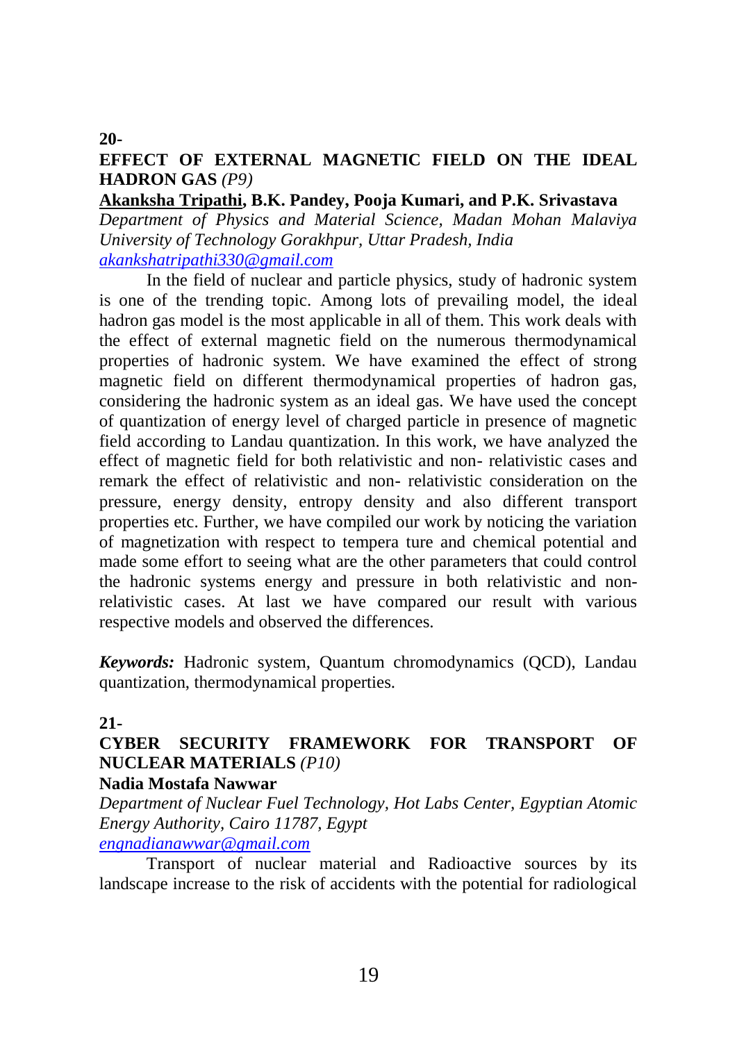**20-**

## EFFECT OF EXTERNAL MAGNETIC FIELD ON THE IDEAL HADRON GAS *(P9)*

**<u>Akanksha Tripathi</u>, B.K. Pandey, Pooja Kumari, and P.K. Srivastava**

*Department of Physics and Material Science, Madan Mohan Malaviya University of Technology Gorakhpur, Uttar Pradesh, India*

*akankshatripathi330@gmail.com*

In the field of nuclear and particle physics, study of hadronic system is one of the trending topic. Among lots of prevailing model, the ideal hadron gas model is the most applicable in all of them. This work deals with the effect of external magnetic field on the numerous thermodynamical properties of hadronic system. We have examined the effect of strong magnetic field on different thermodynamical properties of hadron gas, considering the hadronic system as an ideal gas. We have used the concept of quantization of energy level of charged particle in presence of magnetic field according to Landau quantization. In this work, we have analyzed the effect of magnetic field for both relativistic and non- relativistic cases and remark the effect of relativistic and non- relativistic consideration on the pressure, energy density, entropy density and also different transport properties etc. Further, we have compiled our work by noticing the variation of magnetization with respect to tempera ture and chemical potential and made some effort to seeing what are the other parameters that could control the hadronic systems energy and pressure in both relativistic and non-relativistic cases. At last we have compared our result with various respective models and observed the differences.

***Keywords:*** Hadronic system, Quantum chromodynamics (QCD), Landau quantization, thermodynamical properties.

**21-**

## CYBER SECURITY FRAMEWORK FOR TRANSPORT OF NUCLEAR MATERIALS *(P10)*

**Nadia Mostafa Nawwar**

*Department of Nuclear Fuel Technology, Hot Labs Center, Egyptian Atomic Energy Authority, Cairo 11787, Egypt*

*engnadianawwar@gmail.com*

Transport of nuclear material and Radioactive sources by its landscape increase to the risk of accidents with the potential for radiological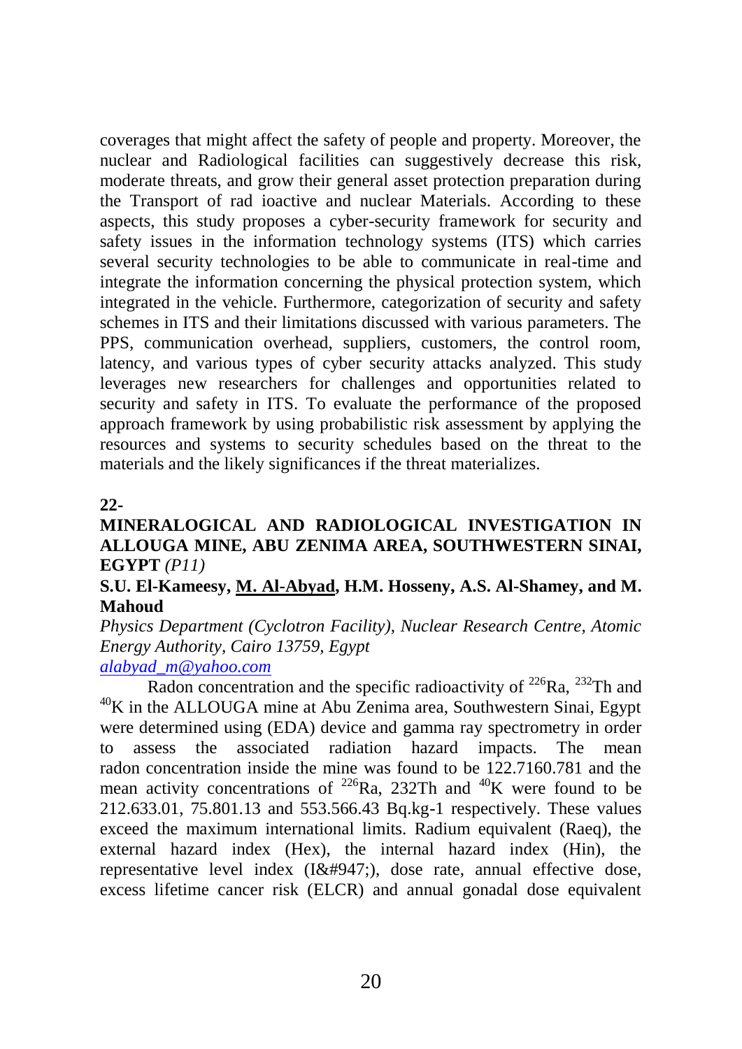coverages that might affect the safety of people and property. Moreover, the nuclear and Radiological facilities can suggestively decrease this risk, moderate threats, and grow their general asset protection preparation during the Transport of rad ioactive and nuclear Materials. According to these aspects, this study proposes a cyber-security framework for security and safety issues in the information technology systems (ITS) which carries several security technologies to be able to communicate in real-time and integrate the information concerning the physical protection system, which integrated in the vehicle. Furthermore, categorization of security and safety schemes in ITS and their limitations discussed with various parameters. The PPS, communication overhead, suppliers, customers, the control room, latency, and various types of cyber security attacks analyzed. This study leverages new researchers for challenges and opportunities related to security and safety in ITS. To evaluate the performance of the proposed approach framework by using probabilistic risk assessment by applying the resources and systems to security schedules based on the threat to the materials and the likely significances if the threat materializes.

**22-**

## MINERALOGICAL AND RADIOLOGICAL INVESTIGATION IN ALLOUGA MINE, ABU ZENIMA AREA, SOUTHWESTERN SINAI, EGYPT *(P11)*

**S.U. El-Kameesy, M. Al-Abyad, H.M. Hosseny, A.S. Al-Shamey, and M. Mahoud**

*Physics Department (Cyclotron Facility), Nuclear Research Centre, Atomic Energy Authority, Cairo 13759, Egypt*

*alabyad_m@yahoo.com*

Radon concentration and the specific radioactivity of $^{226}$Ra, $^{232}$Th and $^{40}$K in the ALLOUGA mine at Abu Zenima area, Southwestern Sinai, Egypt were determined using (EDA) device and gamma ray spectrometry in order to assess the associated radiation hazard impacts. The mean radon concentration inside the mine was found to be 122.7160.781 and the mean activity concentrations of $^{226}$Ra, 232Th and $^{40}$K were found to be 212.633.01, 75.801.13 and 553.566.43 Bq.kg-1 respectively. These values exceed the maximum international limits. Radium equivalent (Raeq), the external hazard index (Hex), the internal hazard index (Hin), the representative level index (I&#947;), dose rate, annual effective dose, excess lifetime cancer risk (ELCR) and annual gonadal dose equivalent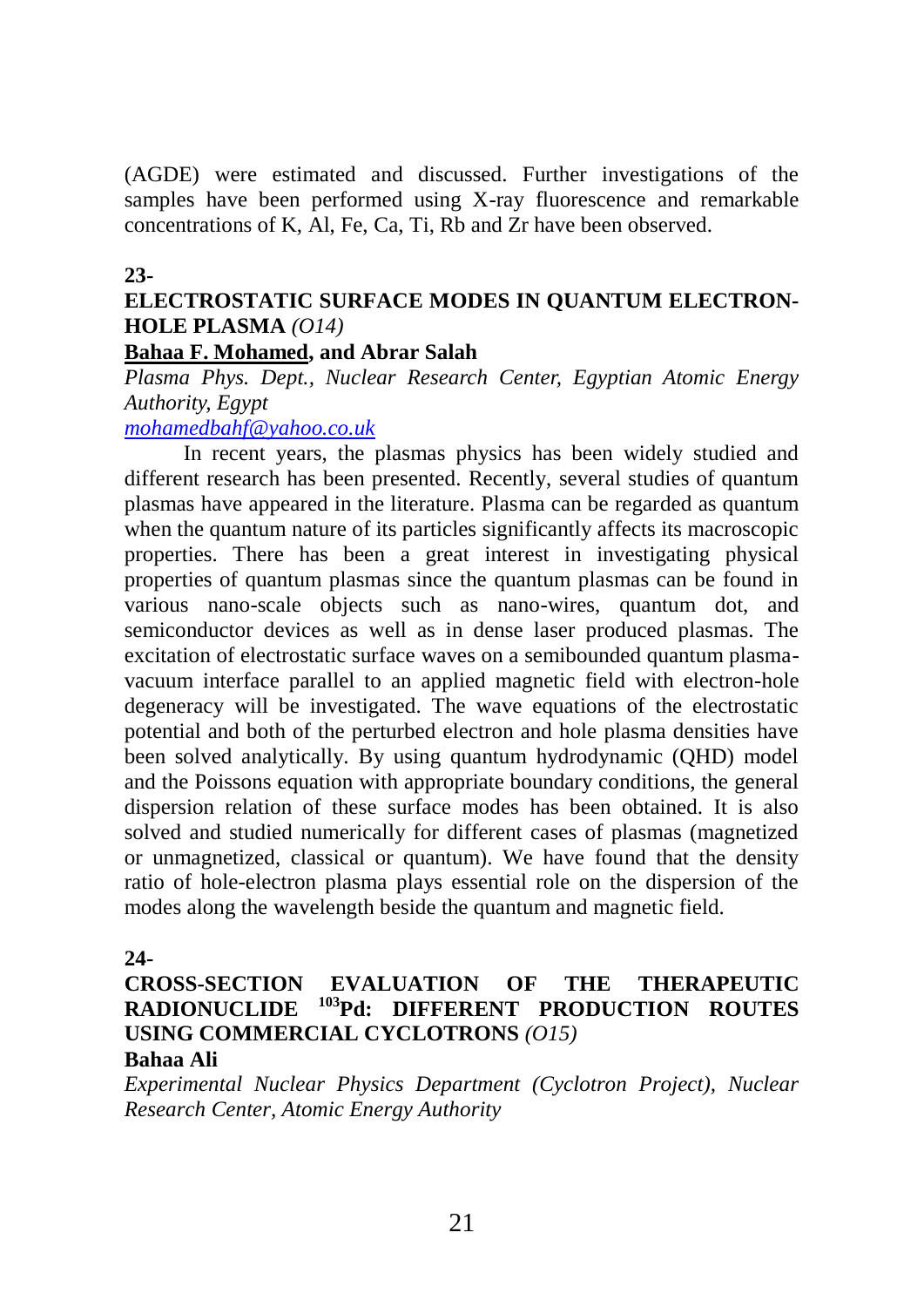(AGDE) were estimated and discussed. Further investigations of the samples have been performed using X-ray fluorescence and remarkable concentrations of K, Al, Fe, Ca, Ti, Rb and Zr have been observed.

**23-**

## ELECTROSTATIC SURFACE MODES IN QUANTUM ELECTRON-HOLE PLASMA *(O14)*

**Bahaa F. Mohamed, and Abrar Salah**

*Plasma Phys. Dept., Nuclear Research Center, Egyptian Atomic Energy Authority, Egypt*

*mohamedbahf@yahoo.co.uk*

In recent years, the plasmas physics has been widely studied and different research has been presented. Recently, several studies of quantum plasmas have appeared in the literature. Plasma can be regarded as quantum when the quantum nature of its particles significantly affects its macroscopic properties. There has been a great interest in investigating physical properties of quantum plasmas since the quantum plasmas can be found in various nano-scale objects such as nano-wires, quantum dot, and semiconductor devices as well as in dense laser produced plasmas. The excitation of electrostatic surface waves on a semibounded quantum plasma-vacuum interface parallel to an applied magnetic field with electron-hole degeneracy will be investigated. The wave equations of the electrostatic potential and both of the perturbed electron and hole plasma densities have been solved analytically. By using quantum hydrodynamic (QHD) model and the Poissons equation with appropriate boundary conditions, the general dispersion relation of these surface modes has been obtained. It is also solved and studied numerically for different cases of plasmas (magnetized or unmagnetized, classical or quantum). We have found that the density ratio of hole-electron plasma plays essential role on the dispersion of the modes along the wavelength beside the quantum and magnetic field.

**24-**

## CROSS-SECTION EVALUATION OF THE THERAPEUTIC RADIONUCLIDE $^{103}$Pd: DIFFERENT PRODUCTION ROUTES USING COMMERCIAL CYCLOTRONS *(O15)*

**Bahaa Ali**

*Experimental Nuclear Physics Department (Cyclotron Project), Nuclear Research Center, Atomic Energy Authority*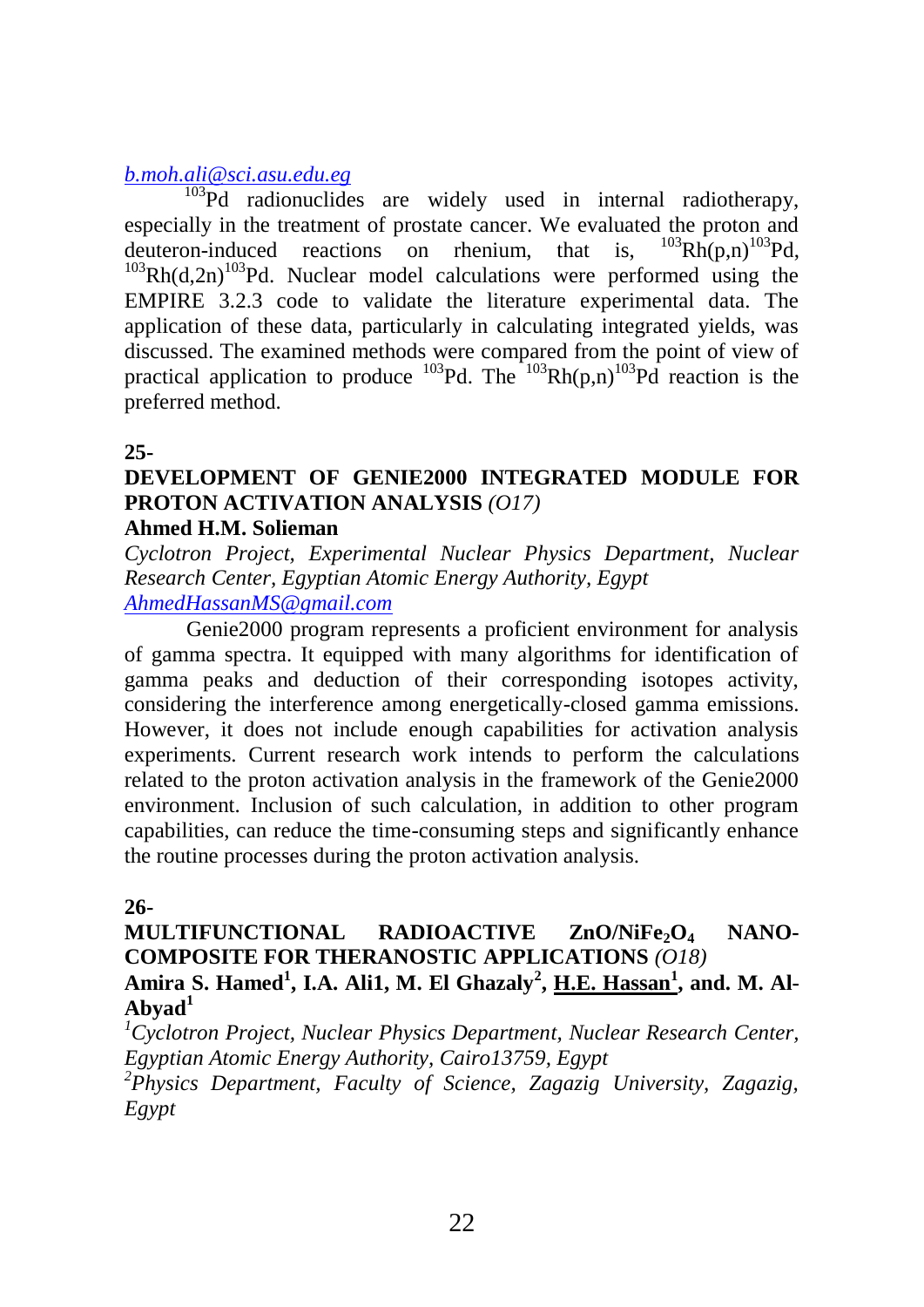*b.moh.ali@sci.asu.edu.eg*

$^{103}$Pd radionuclides are widely used in internal radiotherapy, especially in the treatment of prostate cancer. We evaluated the proton and deuteron-induced reactions on rhenium, that is, $^{103}$Rh(p,n)$^{103}$Pd, $^{103}$Rh(d,2n)$^{103}$Pd. Nuclear model calculations were performed using the EMPIRE 3.2.3 code to validate the literature experimental data. The application of these data, particularly in calculating integrated yields, was discussed. The examined methods were compared from the point of view of practical application to produce $^{103}$Pd. The $^{103}$Rh(p,n)$^{103}$Pd reaction is the preferred method.

**25-**

## DEVELOPMENT OF GENIE2000 INTEGRATED MODULE FOR PROTON ACTIVATION ANALYSIS *(O17)*

**Ahmed H.M. Solieman**

*Cyclotron Project, Experimental Nuclear Physics Department, Nuclear Research Center, Egyptian Atomic Energy Authority, Egypt*
*AhmedHassanMS@gmail.com*

Genie2000 program represents a proficient environment for analysis of gamma spectra. It equipped with many algorithms for identification of gamma peaks and deduction of their corresponding isotopes activity, considering the interference among energetically-closed gamma emissions. However, it does not include enough capabilities for activation analysis experiments. Current research work intends to perform the calculations related to the proton activation analysis in the framework of the Genie2000 environment. Inclusion of such calculation, in addition to other program capabilities, can reduce the time-consuming steps and significantly enhance the routine processes during the proton activation analysis.

**26-**

## MULTIFUNCTIONAL RADIOACTIVE ZnO/$NiFe_2O_4$ NANO-COMPOSITE FOR THERANOSTIC APPLICATIONS *(O18)*

**Amira S. Hamed[1], I.A. Ali1, M. El Ghazaly[2], H.E. Hassan[1], and. M. Al-Abyad[1]**

*[1]Cyclotron Project, Nuclear Physics Department, Nuclear Research Center, Egyptian Atomic Energy Authority, Cairo13759, Egypt*

*[2]Physics Department, Faculty of Science, Zagazig University, Zagazig, Egypt*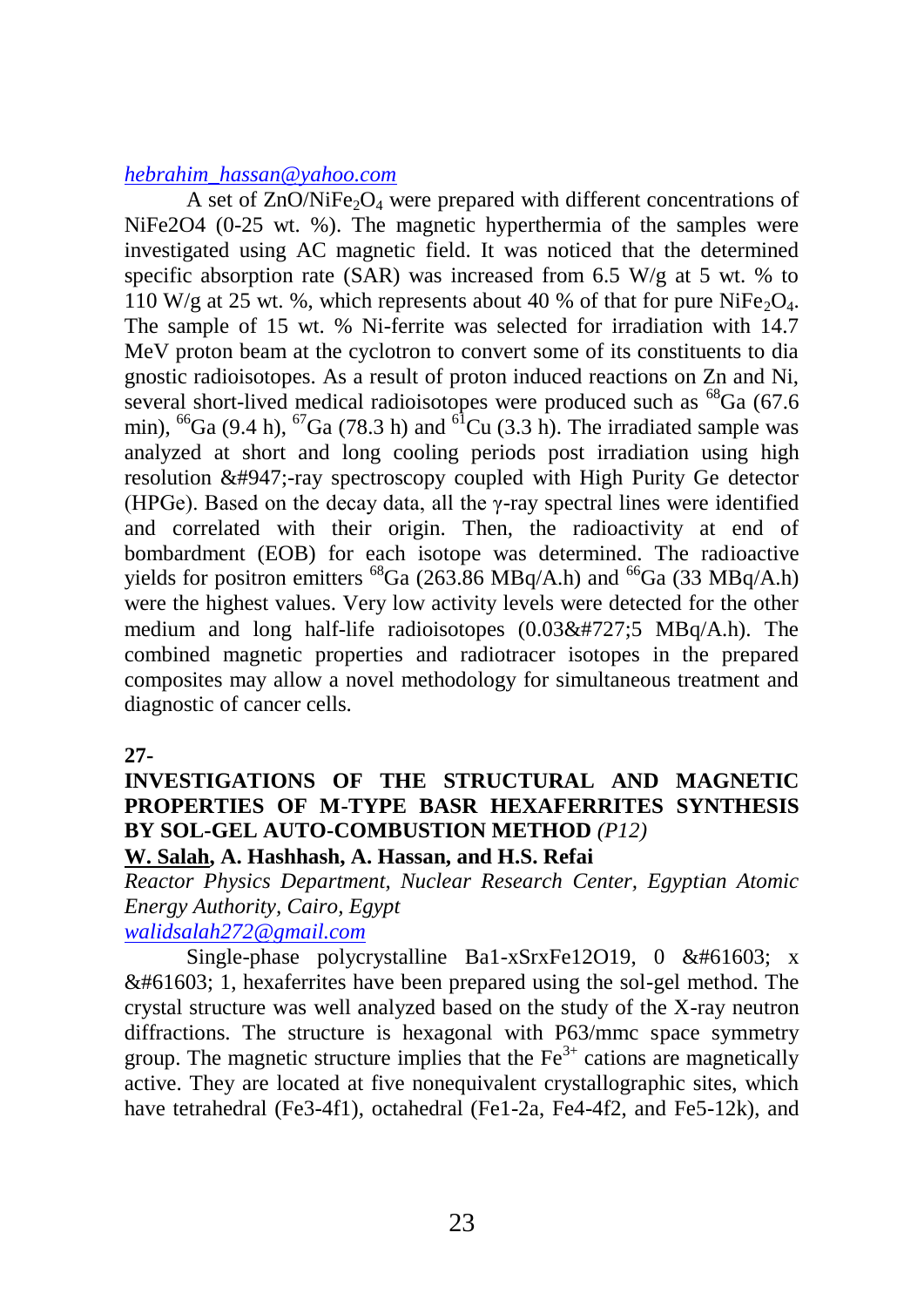*hebrahim_hassan@yahoo.com*

A set of $ZnO/NiFe_2O_4$ were prepared with different concentrations of NiFe2O4 (0-25 wt. %). The magnetic hyperthermia of the samples were investigated using AC magnetic field. It was noticed that the determined specific absorption rate (SAR) was increased from 6.5 W/g at 5 wt. % to 110 W/g at 25 wt. %, which represents about 40 % of that for pure $NiFe_2O_4$. The sample of 15 wt. % Ni-ferrite was selected for irradiation with 14.7 MeV proton beam at the cyclotron to convert some of its constituents to dia gnostic radioisotopes. As a result of proton induced reactions on Zn and Ni, several short-lived medical radioisotopes were produced such as $^{68}$Ga (67.6 min), $^{66}$Ga (9.4 h), $^{67}$Ga (78.3 h) and $^{61}$Cu (3.3 h). The irradiated sample was analyzed at short and long cooling periods post irradiation using high resolution &#947;-ray spectroscopy coupled with High Purity Ge detector (HPGe). Based on the decay data, all the γ-ray spectral lines were identified and correlated with their origin. Then, the radioactivity at end of bombardment (EOB) for each isotope was determined. The radioactive yields for positron emitters $^{68}$Ga (263.86 MBq/A.h) and $^{66}$Ga (33 MBq/A.h) were the highest values. Very low activity levels were detected for the other medium and long half-life radioisotopes (0.03&#727;5 MBq/A.h). The combined magnetic properties and radiotracer isotopes in the prepared composites may allow a novel methodology for simultaneous treatment and diagnostic of cancer cells.

**27-**

## INVESTIGATIONS OF THE STRUCTURAL AND MAGNETIC PROPERTIES OF M-TYPE BASR HEXAFERRITES SYNTHESIS BY SOL-GEL AUTO-COMBUSTION METHOD *(P12)*

**W. Salah, A. Hashhash, A. Hassan, and H.S. Refai**

*Reactor Physics Department, Nuclear Research Center, Egyptian Atomic Energy Authority, Cairo, Egypt*

*walidsalah272@gmail.com*

Single-phase polycrystalline Ba1-xSrxFe12O19, 0 &#61603; x &#61603; 1, hexaferrites have been prepared using the sol-gel method. The crystal structure was well analyzed based on the study of the X-ray neutron diffractions. The structure is hexagonal with P63/mmc space symmetry group. The magnetic structure implies that the $Fe^{3+}$ cations are magnetically active. They are located at five nonequivalent crystallographic sites, which have tetrahedral (Fe3-4f1), octahedral (Fe1-2a, Fe4-4f2, and Fe5-12k), and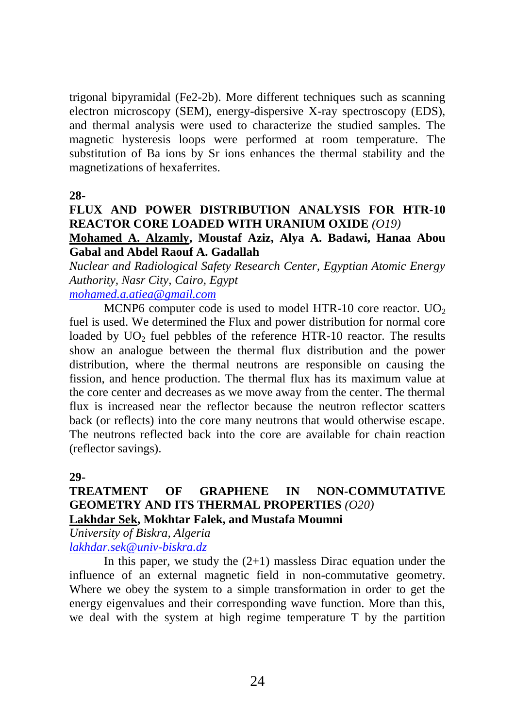trigonal bipyramidal (Fe2-2b). More different techniques such as scanning electron microscopy (SEM), energy-dispersive X-ray spectroscopy (EDS), and thermal analysis were used to characterize the studied samples. The magnetic hysteresis loops were performed at room temperature. The substitution of Ba ions by Sr ions enhances the thermal stability and the magnetizations of hexaferrites.

**28-**

**FLUX AND POWER DISTRIBUTION ANALYSIS FOR HTR-10 REACTOR CORE LOADED WITH URANIUM OXIDE** *(O19)*

**<u>Mohamed A. Alzamly</u>, Moustaf Aziz, Alya A. Badawi, Hanaa Abou Gabal and Abdel Raouf A. Gadallah**

*Nuclear and Radiological Safety Research Center, Egyptian Atomic Energy Authority, Nasr City, Cairo, Egypt*

*mohamed.a.atiea@gmail.com*

MCNP6 computer code is used to model HTR-10 core reactor. $UO_2$ fuel is used. We determined the Flux and power distribution for normal core loaded by $UO_2$ fuel pebbles of the reference HTR-10 reactor. The results show an analogue between the thermal flux distribution and the power distribution, where the thermal neutrons are responsible on causing the fission, and hence production. The thermal flux has its maximum value at the core center and decreases as we move away from the center. The thermal flux is increased near the reflector because the neutron reflector scatters back (or reflects) into the core many neutrons that would otherwise escape. The neutrons reflected back into the core are available for chain reaction (reflector savings).

**29-**

**TREATMENT OF GRAPHENE IN NON-COMMUTATIVE GEOMETRY AND ITS THERMAL PROPERTIES** *(O20)*

**<u>Lakhdar Sek</u>, Mokhtar Falek, and Mustafa Moumni**

*University of Biskra, Algeria*

*lakhdar.sek@univ-biskra.dz*

In this paper, we study the (2+1) massless Dirac equation under the influence of an external magnetic field in non-commutative geometry. Where we obey the system to a simple transformation in order to get the energy eigenvalues and their corresponding wave function. More than this, we deal with the system at high regime temperature T by the partition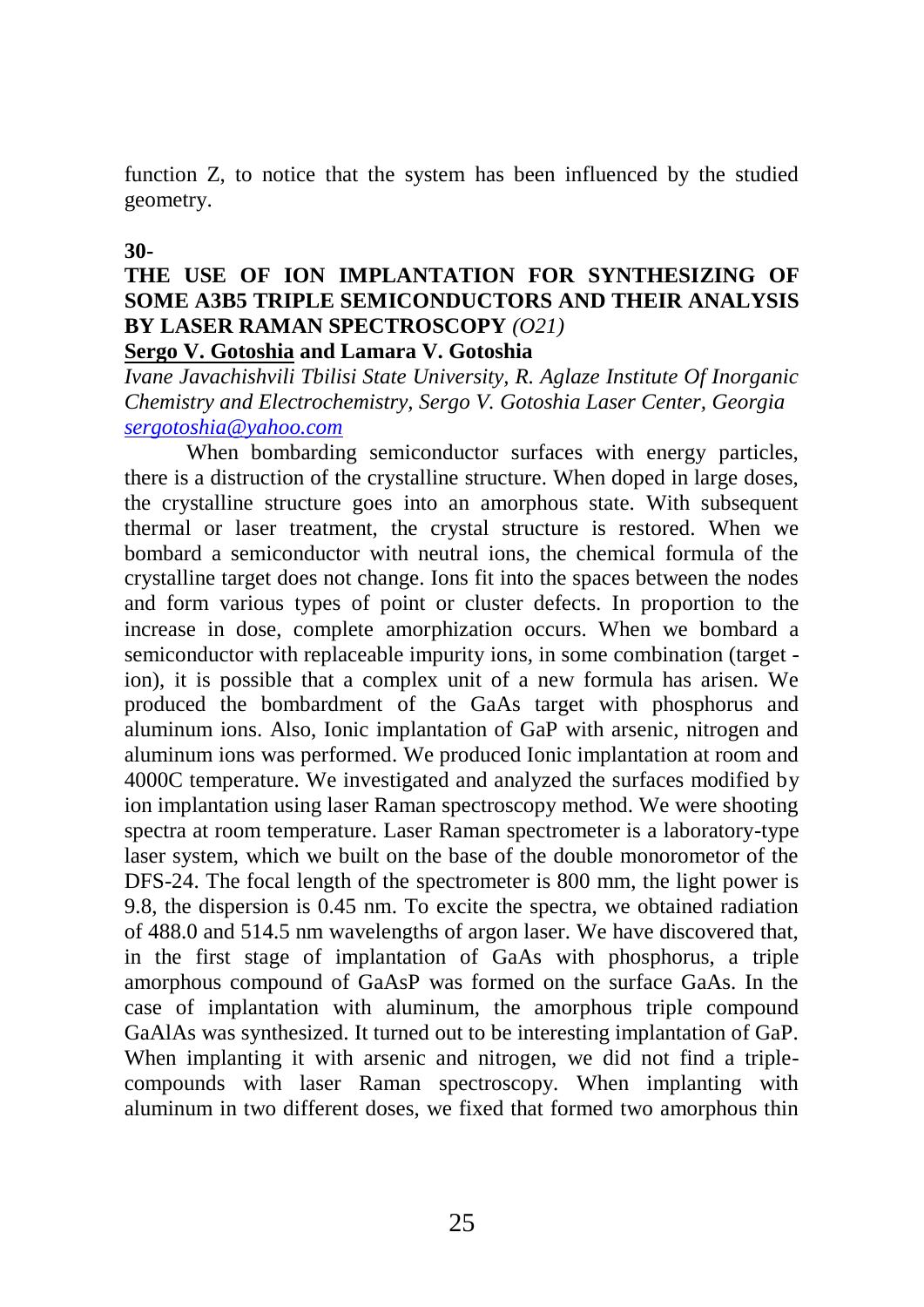function Z, to notice that the system has been influenced by the studied geometry.

**30-**

## THE USE OF ION IMPLANTATION FOR SYNTHESIZING OF SOME A3B5 TRIPLE SEMICONDUCTORS AND THEIR ANALYSIS BY LASER RAMAN SPECTROSCOPY *(O21)*

**Sergo V. Gotoshia and Lamara V. Gotoshia**

*Ivane Javachishvili Tbilisi State University, R. Aglaze Institute Of Inorganic Chemistry and Electrochemistry, Sergo V. Gotoshia Laser Center, Georgia*
*sergotoshia@yahoo.com*

When bombarding semiconductor surfaces with energy particles, there is a distruction of the crystalline structure. When doped in large doses, the crystalline structure goes into an amorphous state. With subsequent thermal or laser treatment, the crystal structure is restored. When we bombard a semiconductor with neutral ions, the chemical formula of the crystalline target does not change. Ions fit into the spaces between the nodes and form various types of point or cluster defects. In proportion to the increase in dose, complete amorphization occurs. When we bombard a semiconductor with replaceable impurity ions, in some combination (target - ion), it is possible that a complex unit of a new formula has arisen. We produced the bombardment of the GaAs target with phosphorus and aluminum ions. Also, Ionic implantation of GaP with arsenic, nitrogen and aluminum ions was performed. We produced Ionic implantation at room and 4000C temperature. We investigated and analyzed the surfaces modified by ion implantation using laser Raman spectroscopy method. We were shooting spectra at room temperature. Laser Raman spectrometer is a laboratory-type laser system, which we built on the base of the double monorometor of the DFS-24. The focal length of the spectrometer is 800 mm, the light power is 9.8, the dispersion is 0.45 nm. To excite the spectra, we obtained radiation of 488.0 and 514.5 nm wavelengths of argon laser. We have discovered that, in the first stage of implantation of GaAs with phosphorus, a triple amorphous compound of GaAsP was formed on the surface GaAs. In the case of implantation with aluminum, the amorphous triple compound GaAlAs was synthesized. It turned out to be interesting implantation of GaP. When implanting it with arsenic and nitrogen, we did not find a triple-compounds with laser Raman spectroscopy. When implanting with aluminum in two different doses, we fixed that formed two amorphous thin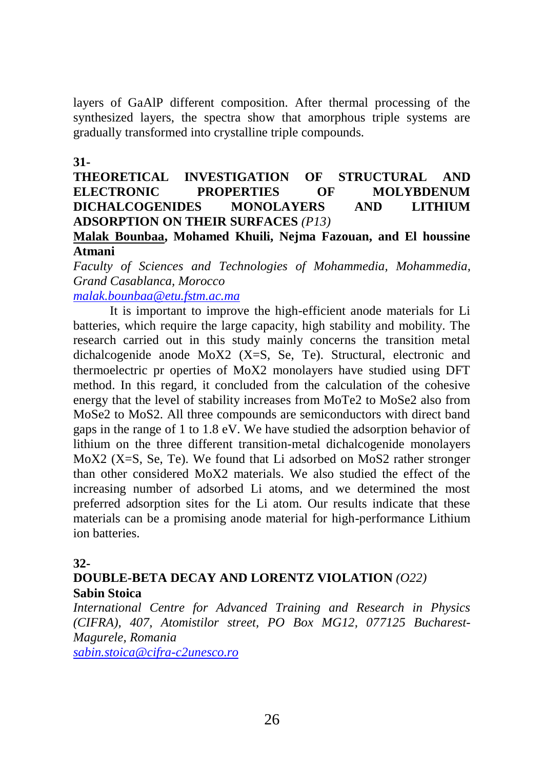layers of GaAlP different composition. After thermal processing of the synthesized layers, the spectra show that amorphous triple systems are gradually transformed into crystalline triple compounds.

**31-**

**THEORETICAL INVESTIGATION OF STRUCTURAL AND ELECTRONIC PROPERTIES OF MOLYBDENUM DICHALCOGENIDES MONOLAYERS AND LITHIUM ADSORPTION ON THEIR SURFACES** *(P13)*

**Malak Bounbaa, Mohamed Khuili, Nejma Fazouan, and El houssine Atmani**

*Faculty of Sciences and Technologies of Mohammedia, Mohammedia, Grand Casablanca, Morocco*

*malak.bounbaa@etu.fstm.ac.ma*

It is important to improve the high-efficient anode materials for Li batteries, which require the large capacity, high stability and mobility. The research carried out in this study mainly concerns the transition metal dichalcogenide anode $MoX_2$ (X=S, Se, Te). Structural, electronic and thermoelectric pr operties of $MoX_2$ monolayers have studied using DFT method. In this regard, it concluded from the calculation of the cohesive energy that the level of stability increases from $MoTe_2$ to $MoSe_2$ also from $MoSe_2$ to $MoS_2$. All three compounds are semiconductors with direct band gaps in the range of 1 to 1.8 eV. We have studied the adsorption behavior of lithium on the three different transition-metal dichalcogenide monolayers $MoX_2$ (X=S, Se, Te). We found that Li adsorbed on $MoS_2$ rather stronger than other considered $MoX_2$ materials. We also studied the effect of the increasing number of adsorbed Li atoms, and we determined the most preferred adsorption sites for the Li atom. Our results indicate that these materials can be a promising anode material for high-performance Lithium ion batteries.

**32-**

**DOUBLE-BETA DECAY AND LORENTZ VIOLATION** *(O22)*

**Sabin Stoica**

*International Centre for Advanced Training and Research in Physics (CIFRA), 407, Atomistilor street, PO Box MG12, 077125 Bucharest-Magurele, Romania*

*sabin.stoica@cifra-c2unesco.ro*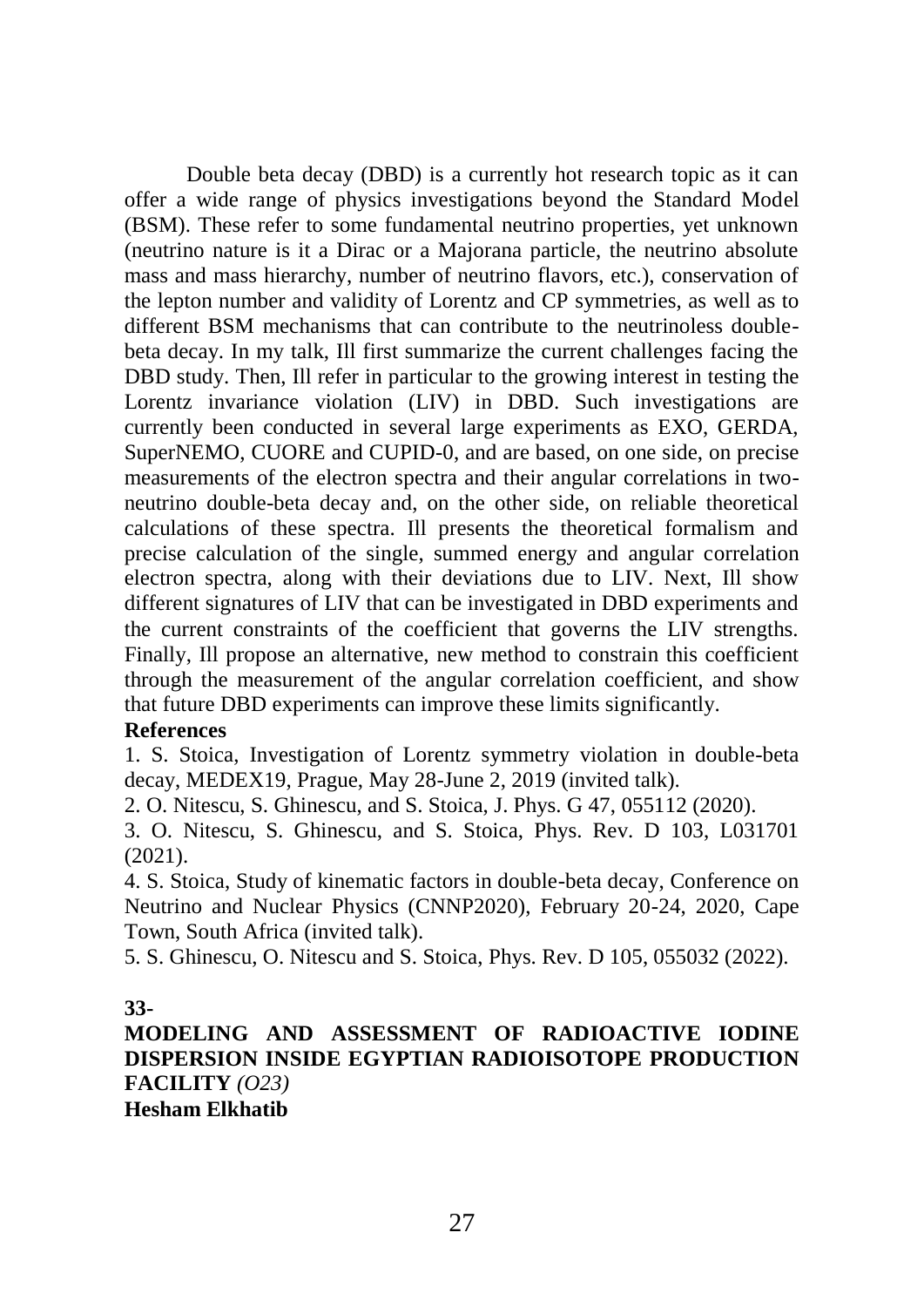Double beta decay (DBD) is a currently hot research topic as it can offer a wide range of physics investigations beyond the Standard Model (BSM). These refer to some fundamental neutrino properties, yet unknown (neutrino nature is it a Dirac or a Majorana particle, the neutrino absolute mass and mass hierarchy, number of neutrino flavors, etc.), conservation of the lepton number and validity of Lorentz and CP symmetries, as well as to different BSM mechanisms that can contribute to the neutrinoless double-beta decay. In my talk, Ill first summarize the current challenges facing the DBD study. Then, Ill refer in particular to the growing interest in testing the Lorentz invariance violation (LIV) in DBD. Such investigations are currently been conducted in several large experiments as EXO, GERDA, SuperNEMO, CUORE and CUPID-0, and are based, on one side, on precise measurements of the electron spectra and their angular correlations in two-neutrino double-beta decay and, on the other side, on reliable theoretical calculations of these spectra. Ill presents the theoretical formalism and precise calculation of the single, summed energy and angular correlation electron spectra, along with their deviations due to LIV. Next, Ill show different signatures of LIV that can be investigated in DBD experiments and the current constraints of the coefficient that governs the LIV strengths. Finally, Ill propose an alternative, new method to constrain this coefficient through the measurement of the angular correlation coefficient, and show that future DBD experiments can improve these limits significantly.

**References**

1. S. Stoica, Investigation of Lorentz symmetry violation in double-beta decay, MEDEX19, Prague, May 28-June 2, 2019 (invited talk).
2. O. Nitescu, S. Ghinescu, and S. Stoica, J. Phys. G 47, 055112 (2020).
3. O. Nitescu, S. Ghinescu, and S. Stoica, Phys. Rev. D 103, L031701 (2021).
4. S. Stoica, Study of kinematic factors in double-beta decay, Conference on Neutrino and Nuclear Physics (CNNP2020), February 20-24, 2020, Cape Town, South Africa (invited talk).
5. S. Ghinescu, O. Nitescu and S. Stoica, Phys. Rev. D 105, 055032 (2022).

**33-**

## MODELING AND ASSESSMENT OF RADIOACTIVE IODINE DISPERSION INSIDE EGYPTIAN RADIOISOTOPE PRODUCTION FACILITY *(O23)*

**Hesham Elkhatib**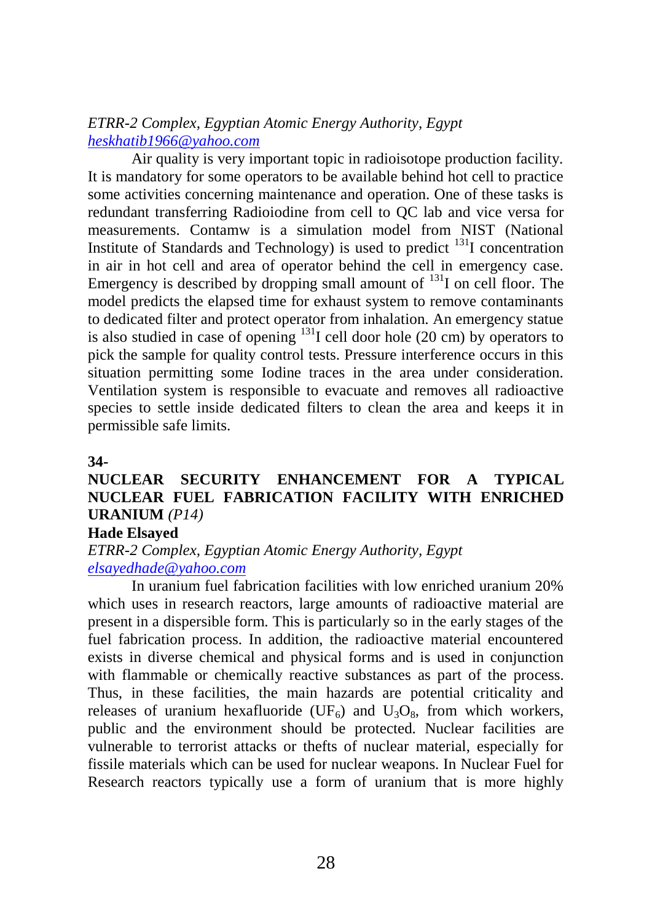*ETRR-2 Complex, Egyptian Atomic Energy Authority, Egypt*
*heskhatib1966@yahoo.com*

Air quality is very important topic in radioisotope production facility. It is mandatory for some operators to be available behind hot cell to practice some activities concerning maintenance and operation. One of these tasks is redundant transferring Radioiodine from cell to QC lab and vice versa for measurements. Contamw is a simulation model from NIST (National Institute of Standards and Technology) is used to predict $^{131}$I concentration in air in hot cell and area of operator behind the cell in emergency case. Emergency is described by dropping small amount of $^{131}$I on cell floor. The model predicts the elapsed time for exhaust system to remove contaminants to dedicated filter and protect operator from inhalation. An emergency statue is also studied in case of opening $^{131}$I cell door hole (20 cm) by operators to pick the sample for quality control tests. Pressure interference occurs in this situation permitting some Iodine traces in the area under consideration. Ventilation system is responsible to evacuate and removes all radioactive species to settle inside dedicated filters to clean the area and keeps it in permissible safe limits.

**34-**

## NUCLEAR SECURITY ENHANCEMENT FOR A TYPICAL NUCLEAR FUEL FABRICATION FACILITY WITH ENRICHED URANIUM *(P14)*

**Hade Elsayed**

*ETRR-2 Complex, Egyptian Atomic Energy Authority, Egypt*
*elsayedhade@yahoo.com*

In uranium fuel fabrication facilities with low enriched uranium 20% which uses in research reactors, large amounts of radioactive material are present in a dispersible form. This is particularly so in the early stages of the fuel fabrication process. In addition, the radioactive material encountered exists in diverse chemical and physical forms and is used in conjunction with flammable or chemically reactive substances as part of the process. Thus, in these facilities, the main hazards are potential criticality and releases of uranium hexafluoride ($UF_6$) and $U_3O_8$, from which workers, public and the environment should be protected. Nuclear facilities are vulnerable to terrorist attacks or thefts of nuclear material, especially for fissile materials which can be used for nuclear weapons. In Nuclear Fuel for Research reactors typically use a form of uranium that is more highly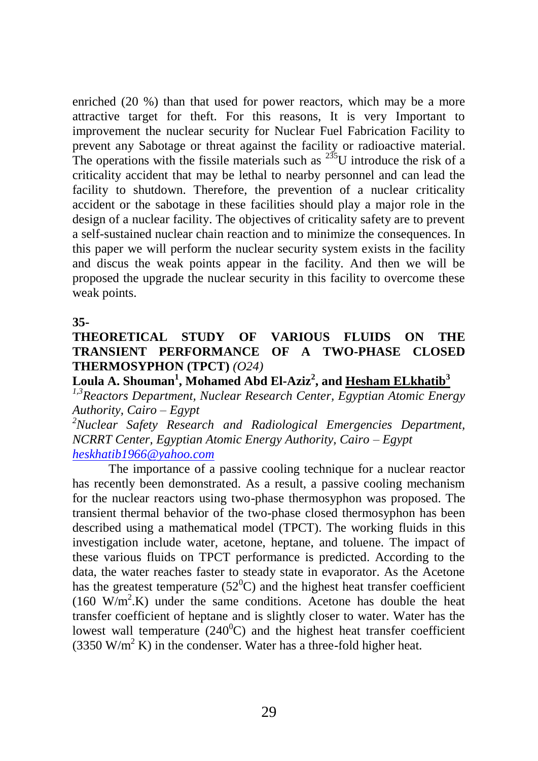enriched (20 %) than that used for power reactors, which may be a more attractive target for theft. For this reasons, It is very Important to improvement the nuclear security for Nuclear Fuel Fabrication Facility to prevent any Sabotage or threat against the facility or radioactive material. The operations with the fissile materials such as $^{235}$U introduce the risk of a criticality accident that may be lethal to nearby personnel and can lead the facility to shutdown. Therefore, the prevention of a nuclear criticality accident or the sabotage in these facilities should play a major role in the design of a nuclear facility. The objectives of criticality safety are to prevent a self-sustained nuclear chain reaction and to minimize the consequences. In this paper we will perform the nuclear security system exists in the facility and discus the weak points appear in the facility. And then we will be proposed the upgrade the nuclear security in this facility to overcome these weak points.

**35-**

## THEORETICAL STUDY OF VARIOUS FLUIDS ON THE TRANSIENT PERFORMANCE OF A TWO-PHASE CLOSED THERMOSYPHON (TPCT) *(O24)*

**Loula A. Shouman[1], Mohamed Abd El-Aziz[2], and Hesham ELkhatib[3]**

*[1,3]Reactors Department, Nuclear Research Center, Egyptian Atomic Energy Authority, Cairo – Egypt*

*[2]Nuclear Safety Research and Radiological Emergencies Department, NCRRT Center, Egyptian Atomic Energy Authority, Cairo – Egypt*

*heskhatib1966@yahoo.com*

The importance of a passive cooling technique for a nuclear reactor has recently been demonstrated. As a result, a passive cooling mechanism for the nuclear reactors using two-phase thermosyphon was proposed. The transient thermal behavior of the two-phase closed thermosyphon has been described using a mathematical model (TPCT). The working fluids in this investigation include water, acetone, heptane, and toluene. The impact of these various fluids on TPCT performance is predicted. According to the data, the water reaches faster to steady state in evaporator. As the Acetone has the greatest temperature ($52^0$C) and the highest heat transfer coefficient (160 $W/m^2.K$) under the same conditions. Acetone has double the heat transfer coefficient of heptane and is slightly closer to water. Water has the lowest wall temperature ($240^0$C) and the highest heat transfer coefficient (3350 $W/m^2$ K) in the condenser. Water has a three-fold higher heat.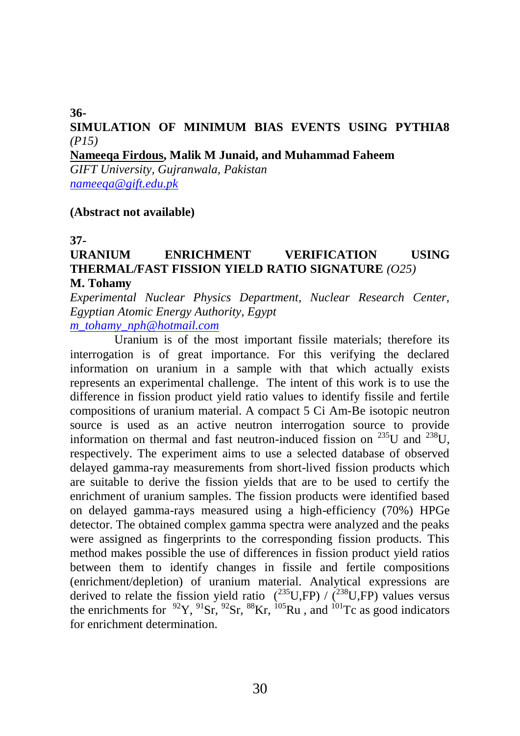**36-**

**SIMULATION OF MINIMUM BIAS EVENTS USING PYTHIA8** *(P15)*

**Nameeqa Firdous, Malik M Junaid, and Muhammad Faheem**

*GIFT University, Gujranwala, Pakistan*

*nameeqa@gift.edu.pk*

**(Abstract not available)**

**37-**

**URANIUM ENRICHMENT VERIFICATION USING THERMAL/FAST FISSION YIELD RATIO SIGNATURE** *(O25)*

**M. Tohamy**

*Experimental Nuclear Physics Department, Nuclear Research Center, Egyptian Atomic Energy Authority, Egypt*

*m_tohamy_nph@hotmail.com*

Uranium is of the most important fissile materials; therefore its interrogation is of great importance. For this verifying the declared information on uranium in a sample with that which actually exists represents an experimental challenge. The intent of this work is to use the difference in fission product yield ratio values to identify fissile and fertile compositions of uranium material. A compact 5 Ci Am-Be isotopic neutron source is used as an active neutron interrogation source to provide information on thermal and fast neutron-induced fission on $^{235}$U and $^{238}$U, respectively. The experiment aims to use a selected database of observed delayed gamma-ray measurements from short-lived fission products which are suitable to derive the fission yields that are to be used to certify the enrichment of uranium samples. The fission products were identified based on delayed gamma-rays measured using a high-efficiency (70%) HPGe detector. The obtained complex gamma spectra were analyzed and the peaks were assigned as fingerprints to the corresponding fission products. This method makes possible the use of differences in fission product yield ratios between them to identify changes in fissile and fertile compositions (enrichment/depletion) of uranium material. Analytical expressions are derived to relate the fission yield ratio ($^{235}$U,FP) / ($^{238}$U,FP) values versus the enrichments for $^{92}$Y, $^{91}$Sr, $^{92}$Sr, $^{88}$Kr, $^{105}$Ru , and $^{101}$Tc as good indicators for enrichment determination.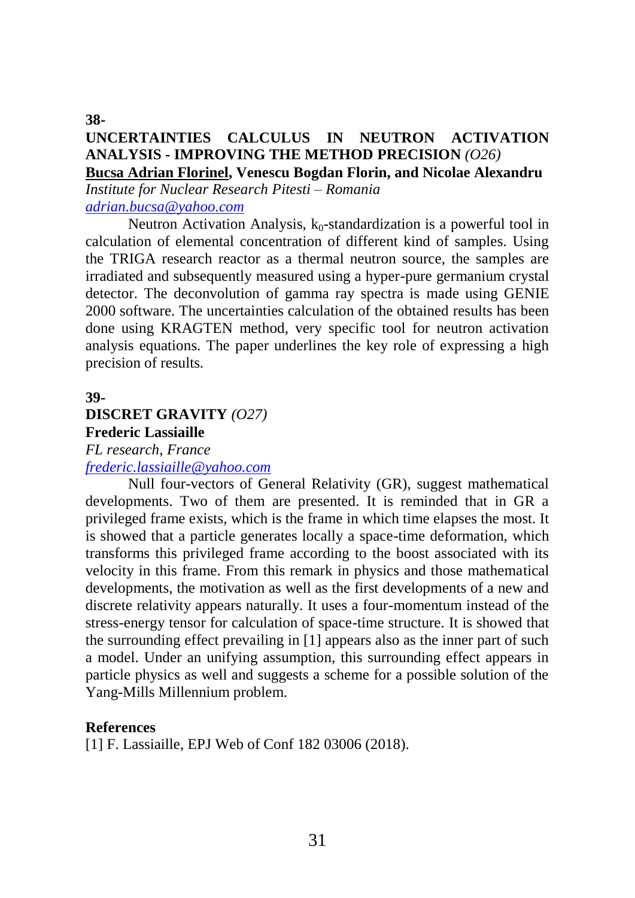**38-**

## UNCERTAINTIES CALCULUS IN NEUTRON ACTIVATION ANALYSIS - IMPROVING THE METHOD PRECISION *(O26)*

**Bucsa Adrian Florinel, Venescu Bogdan Florin, and Nicolae Alexandru**

*Institute for Nuclear Research Pitesti – Romania*

*adrian.bucsa@yahoo.com*

Neutron Activation Analysis, $k_0$-standardization is a powerful tool in calculation of elemental concentration of different kind of samples. Using the TRIGA research reactor as a thermal neutron source, the samples are irradiated and subsequently measured using a hyper-pure germanium crystal detector. The deconvolution of gamma ray spectra is made using GENIE 2000 software. The uncertainties calculation of the obtained results has been done using KRAGTEN method, very specific tool for neutron activation analysis equations. The paper underlines the key role of expressing a high precision of results.

**39-**

## DISCRET GRAVITY *(O27)*

**Frederic Lassiaille**

*FL research, France*

*frederic.lassiaille@yahoo.com*

Null four-vectors of General Relativity (GR), suggest mathematical developments. Two of them are presented. It is reminded that in GR a privileged frame exists, which is the frame in which time elapses the most. It is showed that a particle generates locally a space-time deformation, which transforms this privileged frame according to the boost associated with its velocity in this frame. From this remark in physics and those mathematical developments, the motivation as well as the first developments of a new and discrete relativity appears naturally. It uses a four-momentum instead of the stress-energy tensor for calculation of space-time structure. It is showed that the surrounding effect prevailing in [1] appears also as the inner part of such a model. Under an unifying assumption, this surrounding effect appears in particle physics as well and suggests a scheme for a possible solution of the Yang-Mills Millennium problem.

**References**

[1] F. Lassiaille, EPJ Web of Conf 182 03006 (2018).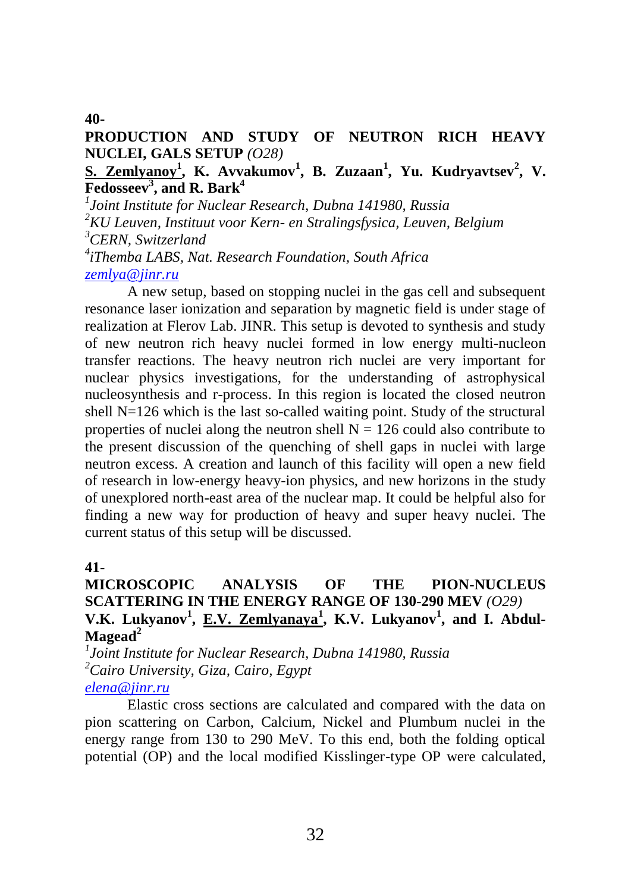**40-**

## PRODUCTION AND STUDY OF NEUTRON RICH HEAVY NUCLEI, GALS SETUP *(O28)*

**<u>S. Zemlyanoy</u>[1], K. Avvakumov[1], B. Zuzaan[1], Yu. Kudryavtsev[2], V. Fedosseev[3], and R. Bark[4]**

*[1]Joint Institute for Nuclear Research, Dubna 141980, Russia*
*[2]KU Leuven, Instituut voor Kern- en Stralingsfysica, Leuven, Belgium*
*[3]CERN, Switzerland*
*[4]iThemba LABS, Nat. Research Foundation, South Africa*
*zemlya@jinr.ru*

A new setup, based on stopping nuclei in the gas cell and subsequent resonance laser ionization and separation by magnetic field is under stage of realization at Flerov Lab. JINR. This setup is devoted to synthesis and study of new neutron rich heavy nuclei formed in low energy multi-nucleon transfer reactions. The heavy neutron rich nuclei are very important for nuclear physics investigations, for the understanding of astrophysical nucleosynthesis and r-process. In this region is located the closed neutron shell N=126 which is the last so-called waiting point. Study of the structural properties of nuclei along the neutron shell $N = 126$ could also contribute to the present discussion of the quenching of shell gaps in nuclei with large neutron excess. A creation and launch of this facility will open a new field of research in low-energy heavy-ion physics, and new horizons in the study of unexplored north-east area of the nuclear map. It could be helpful also for finding a new way for production of heavy and super heavy nuclei. The current status of this setup will be discussed.

**41-**

## MICROSCOPIC ANALYSIS OF THE PION-NUCLEUS SCATTERING IN THE ENERGY RANGE OF 130-290 MEV *(O29)*

**V.K. Lukyanov[1], <u>E.V. Zemlyanaya</u>[1], K.V. Lukyanov[1], and I. Abdul-Magead[2]**

*[1]Joint Institute for Nuclear Research, Dubna 141980, Russia*
*[2]Cairo University, Giza, Cairo, Egypt*
*elena@jinr.ru*

Elastic cross sections are calculated and compared with the data on pion scattering on Carbon, Calcium, Nickel and Plumbum nuclei in the energy range from 130 to 290 MeV. To this end, both the folding optical potential (OP) and the local modified Kisslinger-type OP were calculated,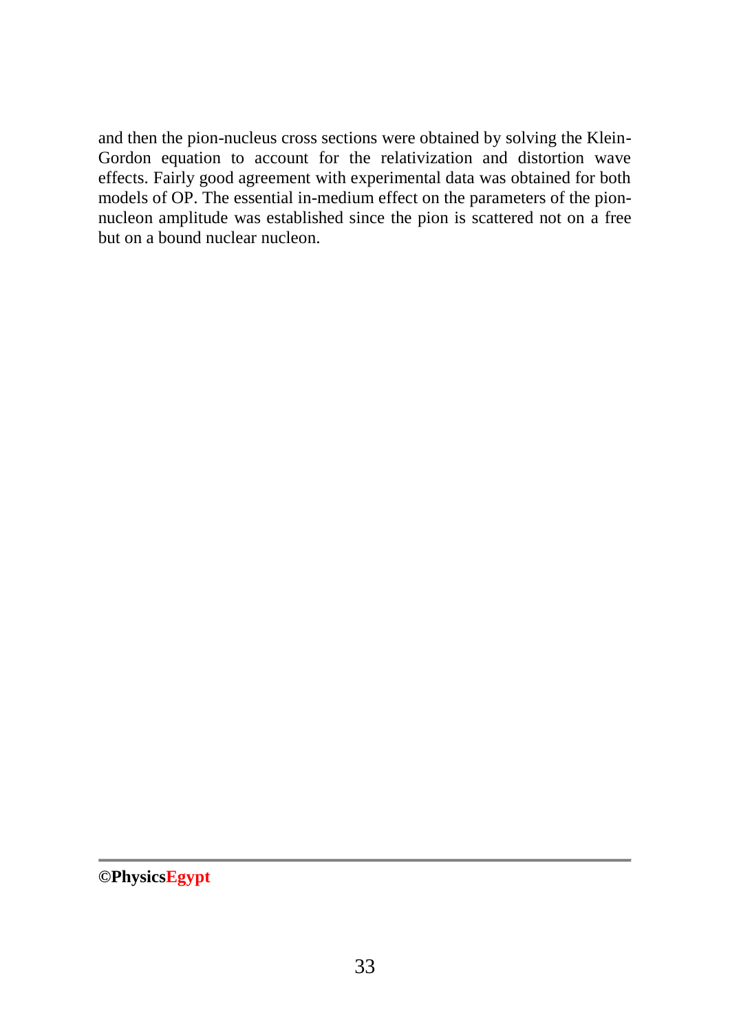and then the pion-nucleus cross sections were obtained by solving the Klein-Gordon equation to account for the relativization and distortion wave effects. Fairly good agreement with experimental data was obtained for both models of OP. The essential in-medium effect on the parameters of the pion-nucleon amplitude was established since the pion is scattered not on a free but on a bound nuclear nucleon.

**©PhysicsEgypt**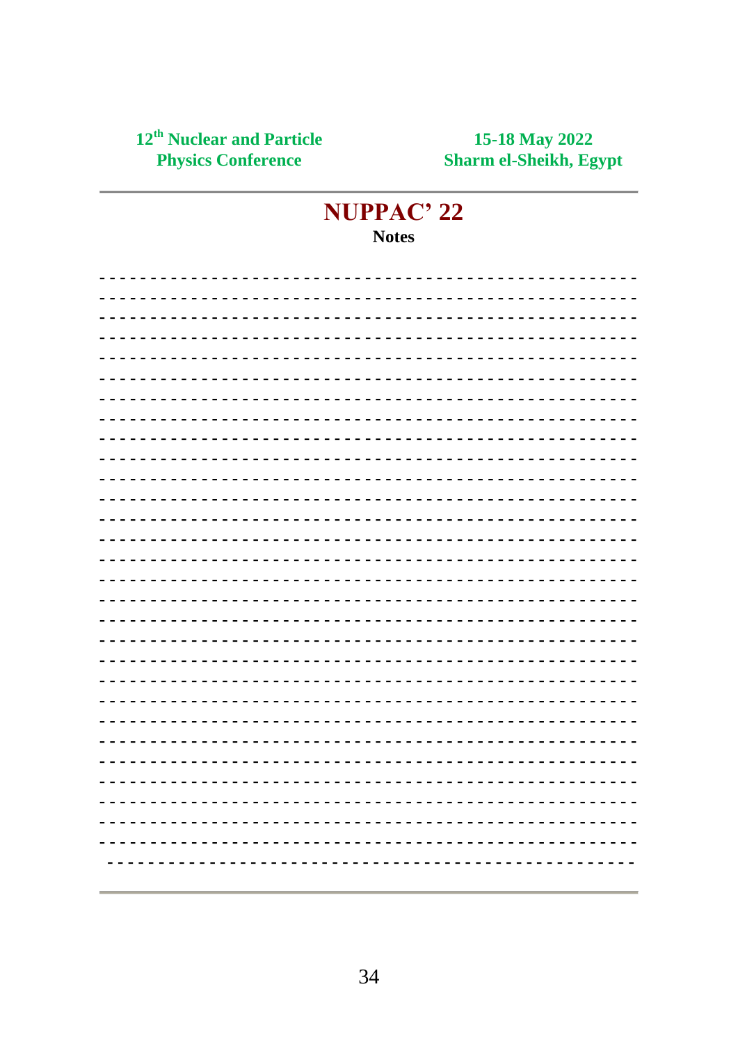# NUPPAC' 22

**Notes**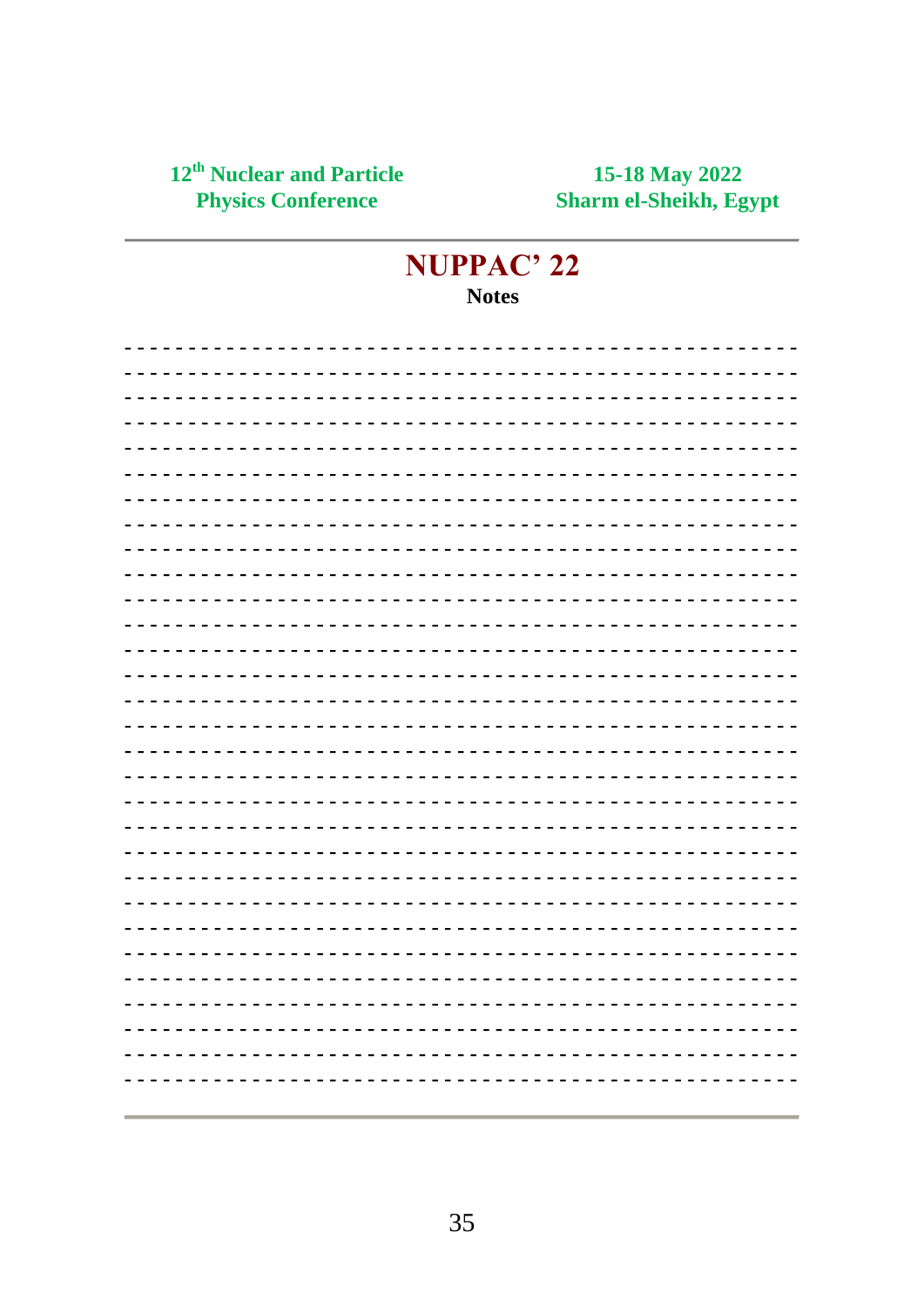# NUPPAC' 22

**Notes**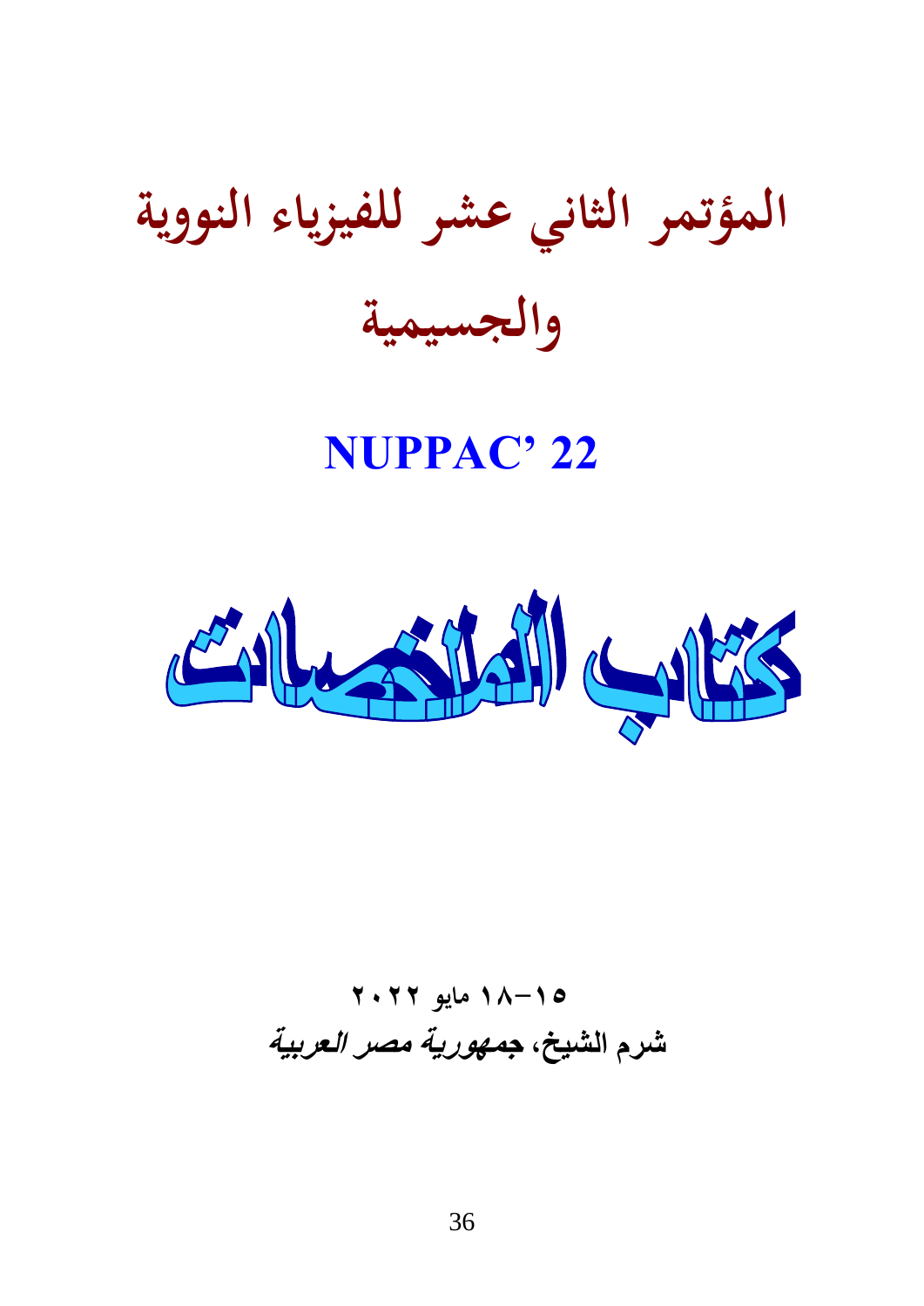# المؤتمر الثاني عشر للفيزياء النووية والجسيمية

## NUPPAC' 22

# كتاب الملخصات

**١٥–١٨ مايو ٢٠٢٢**

**شرم الشيخ، *جمهورية مصر العربية***